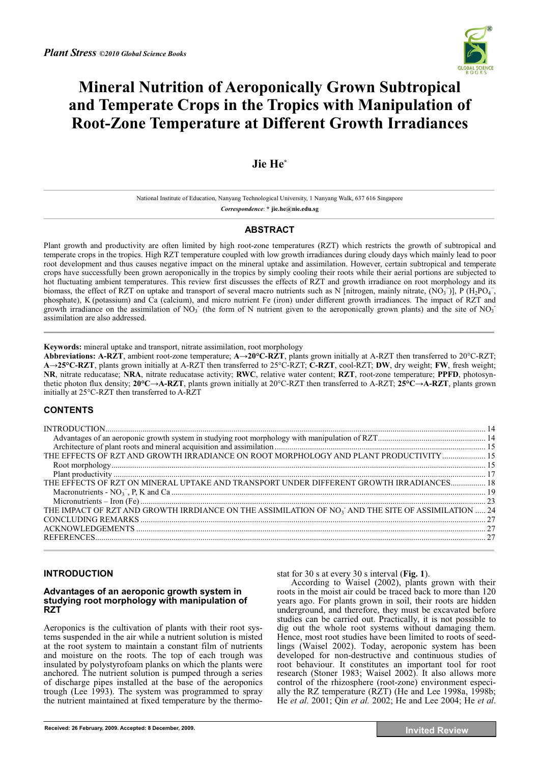*Plant Stress* ©2010 Global Science Books

# Mineral Nutrition of Aeroponically Grown Subtropical and Temperate Crops in the Tropics with Manipulation of Root-Zone Temperature at Different Growth Irradiances

**Jie He***

National Institute of Education, Nanyang Technological University, 1 Nanyang Walk, 637 616 Singapore

*Correspondence*: * **jie.he@nie.edu.sg**

## ABSTRACT

Plant growth and productivity are often limited by high root-zone temperatures (RZT) which restricts the growth of subtropical and temperate crops in the tropics. High RZT temperature coupled with low growth irradiances during cloudy days which mainly lead to poor root development and thus causes negative impact on the mineral uptake and assimilation. However, certain subtropical and temperate crops have successfully been grown aeroponically in the tropics by simply cooling their roots while their aerial portions are subjected to hot fluctuating ambient temperatures. This review first discusses the effects of RZT and growth irradiance on root morphology and its biomass, the effect of RZT on uptake and transport of several macro nutrients such as N [nitrogen, mainly nitrate, ($NO_3^-$)], P ($H_2PO_4^-$, phosphate), K (potassium) and Ca (calcium), and micro nutrient Fe (iron) under different growth irradiances. The impact of RZT and growth irradiance on the assimilation of $NO_3^-$ (the form of N nutrient given to the aeroponically grown plants) and the site of $NO_3^-$ assimilation are also addressed.

**Keywords:** mineral uptake and transport, nitrate assimilation, root morphology

**Abbreviations: A-RZT**, ambient root-zone temperature; **A→20°C-RZT**, plants grown initially at A-RZT then transferred to 20°C-RZT; **A→25°C-RZT**, plants grown initially at A-RZT then transferred to 25°C-RZT; **C-RZT**, cool-RZT; **DW**, dry weight; **FW**, fresh weight; **NR**, nitrate reducatase; **NRA**, nitrate reducatase activity; **RWC**, relative water content; **RZT**, root-zone temperature; **PPFD**, photosynthetic photon flux density; **20°C→A-RZT**, plants grown initially at 20°C-RZT then transferred to A-RZT; **25°C→A-RZT**, plants grown initially at 25°C-RZT then transferred to A-RZT

## CONTENTS

- INTRODUCTION ... 14
  - Advantages of an aeroponic growth system in studying root morphology with manipulation of RZT ... 14
  - Architecture of plant roots and mineral acquisition and assimilation ... 15
- THE EFFECTS OF RZT AND GROWTH IRRADIANCE ON ROOT MORPHOLOGY AND PLANT PRODUCTIVITY ... 15
  - Root morphology ... 15
  - Plant productivity ... 17
- THE EFFECTS OF RZT ON MINERAL UPTAKE AND TRANSPORT UNDER DIFFERENT GROWTH IRRADIANCES ... 18
  - Macronutrients - $NO_3^-$, P, K and Ca ... 19
  - Micronutrients – Iron (Fe) ... 23
- THE IMPACT OF RZT AND GROWTH IRRDIANCE ON THE ASSIMILATION OF $NO_3^-$ AND THE SITE OF ASSIMILATION ... 24
- CONCLUDING REMARKS ... 27
- ACKNOWLEDGEMENTS ... 27
- REFERENCES ... 27

## INTRODUCTION

### Advantages of an aeroponic growth system in studying root morphology with manipulation of RZT

Aeroponics is the cultivation of plants with their root systems suspended in the air while a nutrient solution is misted at the root system to maintain a constant film of nutrients and moisture on the roots. The top of each trough was insulated by polystyrofoam planks on which the plants were anchored. The nutrient solution is pumped through a series of discharge pipes installed at the base of the aeroponics trough (Lee 1993). The system was programmed to spray the nutrient maintained at fixed temperature by the thermostat for 30 s at every 30 s interval (**Fig. 1**).

According to Waisel (2002), plants grown with their roots in the moist air could be traced back to more than 120 years ago. For plants grown in soil, their roots are hidden underground, and therefore, they must be excavated before studies can be carried out. Practically, it is not possible to dig out the whole root systems without damaging them. Hence, most root studies have been limited to roots of seedlings (Waisel 2002). Today, aeroponic system has been developed for non-destructive and continuous studies of root behaviour. It constitutes an important tool for root research (Stoner 1983; Waisel 2002). It also allows more control of the rhizosphere (root-zone) environment especially the RZ temperature (RZT) (He and Lee 1998a, 1998b; He *et al*. 2001; Qin *et al.* 2002; He and Lee 2004; He *et al*.

**Received: 26 February, 2009. Accepted: 8 December, 2009.**

**Invited Review**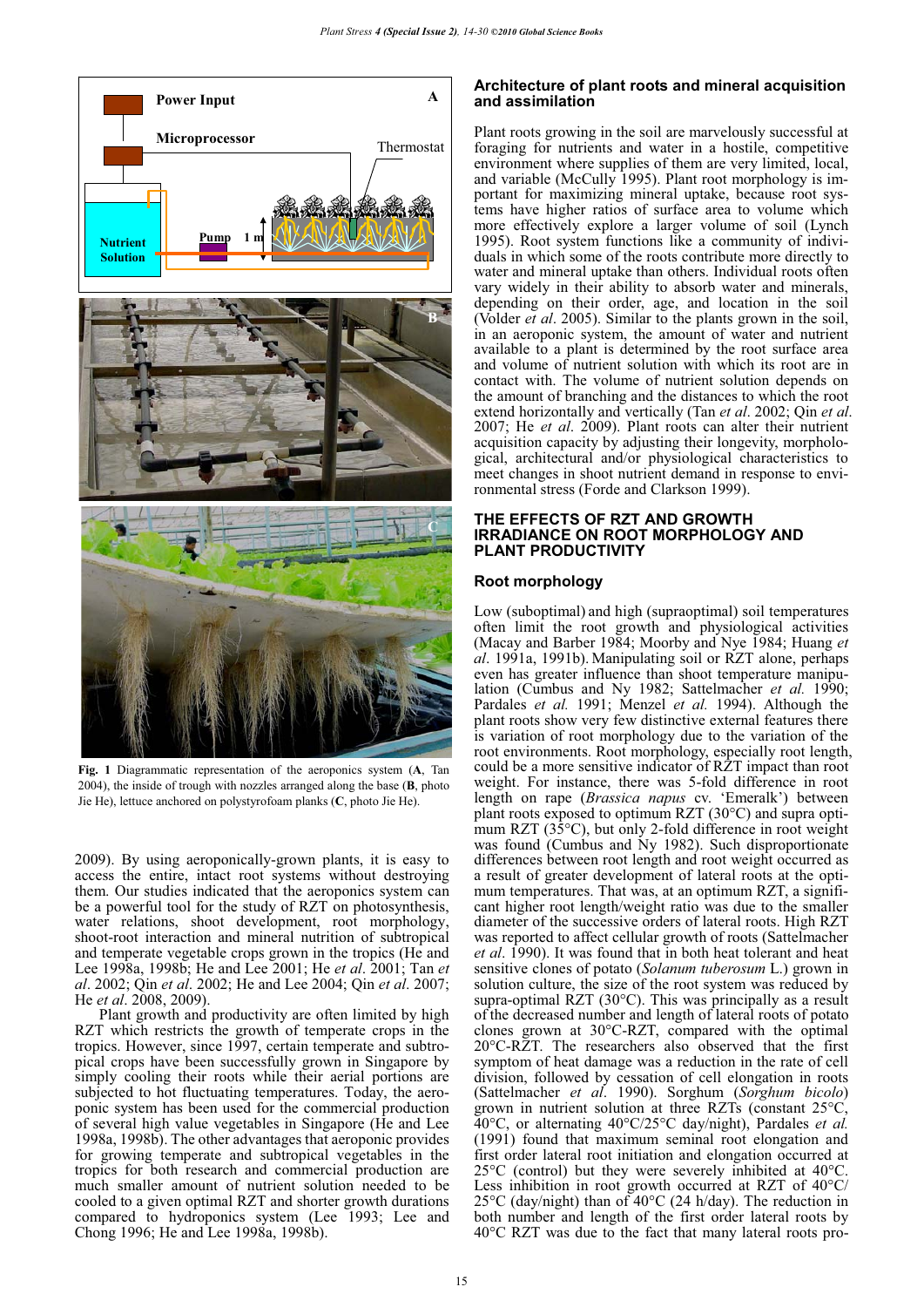Fig. 1 Diagrammatic representation of the aeroponics system (**A**, Tan 2004), the inside of trough with nozzles arranged along the base (**B**, photo Jie He), lettuce anchored on polystyrofoam planks (**C**, photo Jie He).

2009). By using aeroponically-grown plants, it is easy to access the entire, intact root systems without destroying them. Our studies indicated that the aeroponics system can be a powerful tool for the study of RZT on photosynthesis, water relations, shoot development, root morphology, shoot-root interaction and mineral nutrition of subtropical and temperate vegetable crops grown in the tropics (He and Lee 1998a, 1998b; He and Lee 2001; He *et al*. 2001; Tan *et al*. 2002; Qin *et al*. 2002; He and Lee 2004; Qin *et al*. 2007; He *et al*. 2008, 2009).

Plant growth and productivity are often limited by high RZT which restricts the growth of temperate crops in the tropics. However, since 1997, certain temperate and subtropical crops have been successfully grown in Singapore by simply cooling their roots while their aerial portions are subjected to hot fluctuating temperatures. Today, the aeroponic system has been used for the commercial production of several high value vegetables in Singapore (He and Lee 1998a, 1998b). The other advantages that aeroponic provides for growing temperate and subtropical vegetables in the tropics for both research and commercial production are much smaller amount of nutrient solution needed to be cooled to a given optimal RZT and shorter growth durations compared to hydroponics system (Lee 1993; Lee and Chong 1996; He and Lee 1998a, 1998b).

## Architecture of plant roots and mineral acquisition and assimilation

Plant roots growing in the soil are marvelously successful at foraging for nutrients and water in a hostile, competitive environment where supplies of them are very limited, local, and variable (McCully 1995). Plant root morphology is important for maximizing mineral uptake, because root systems have higher ratios of surface area to volume which more effectively explore a larger volume of soil (Lynch 1995). Root system functions like a community of individuals in which some of the roots contribute more directly to water and mineral uptake than others. Individual roots often vary widely in their ability to absorb water and minerals, depending on their order, age, and location in the soil (Volder *et al*. 2005). Similar to the plants grown in the soil, in an aeroponic system, the amount of water and nutrient available to a plant is determined by the root surface area and volume of nutrient solution with which its root are in contact with. The volume of nutrient solution depends on the amount of branching and the distances to which the root extend horizontally and vertically (Tan *et al*. 2002; Qin *et al*. 2007; He *et al*. 2009). Plant roots can alter their nutrient acquisition capacity by adjusting their longevity, morphological, architectural and/or physiological characteristics to meet changes in shoot nutrient demand in response to environmental stress (Forde and Clarkson 1999).

# THE EFFECTS OF RZT AND GROWTH IRRADIANCE ON ROOT MORPHOLOGY AND PLANT PRODUCTIVITY

## Root morphology

Low (suboptimal) and high (supraoptimal) soil temperatures often limit the root growth and physiological activities (Macay and Barber 1984; Moorby and Nye 1984; Huang *et al*. 1991a, 1991b). Manipulating soil or RZT alone, perhaps even has greater influence than shoot temperature manipulation (Cumbus and Ny 1982; Sattelmacher *et al.* 1990; Pardales *et al.* 1991; Menzel *et al.* 1994). Although the plant roots show very few distinctive external features there is variation of root morphology due to the variation of the root environments. Root morphology, especially root length, could be a more sensitive indicator of RZT impact than root weight. For instance, there was 5-fold difference in root length on rape (*Brassica napus* cv. 'Emeralk') between plant roots exposed to optimum RZT (30°C) and supra optimum RZT (35°C), but only 2-fold difference in root weight was found (Cumbus and Ny 1982). Such disproportionate differences between root length and root weight occurred as a result of greater development of lateral roots at the optimum temperatures. That was, at an optimum RZT, a significant higher root length/weight ratio was due to the smaller diameter of the successive orders of lateral roots. High RZT was reported to affect cellular growth of roots (Sattelmacher *et al*. 1990). It was found that in both heat tolerant and heat sensitive clones of potato (*Solanum tuberosum* L.) grown in solution culture, the size of the root system was reduced by supra-optimal RZT (30°C). This was principally as a result of the decreased number and length of lateral roots of potato clones grown at 30°C-RZT, compared with the optimal 20°C-RZT. The researchers also observed that the first symptom of heat damage was a reduction in the rate of cell division, followed by cessation of cell elongation in roots (Sattelmacher *et al*. 1990). Sorghum (*Sorghum bicolo*) grown in nutrient solution at three RZTs (constant 25°C, 40°C, or alternating 40°C/25°C day/night), Pardales *et al.* (1991) found that maximum seminal root elongation and first order lateral root initiation and elongation occurred at 25°C (control) but they were severely inhibited at 40°C. Less inhibition in root growth occurred at RZT of 40°C/25°C (day/night) than of 40°C (24 h/day). The reduction in both number and length of the first order lateral roots by 40°C RZT was due to the fact that many lateral roots pro-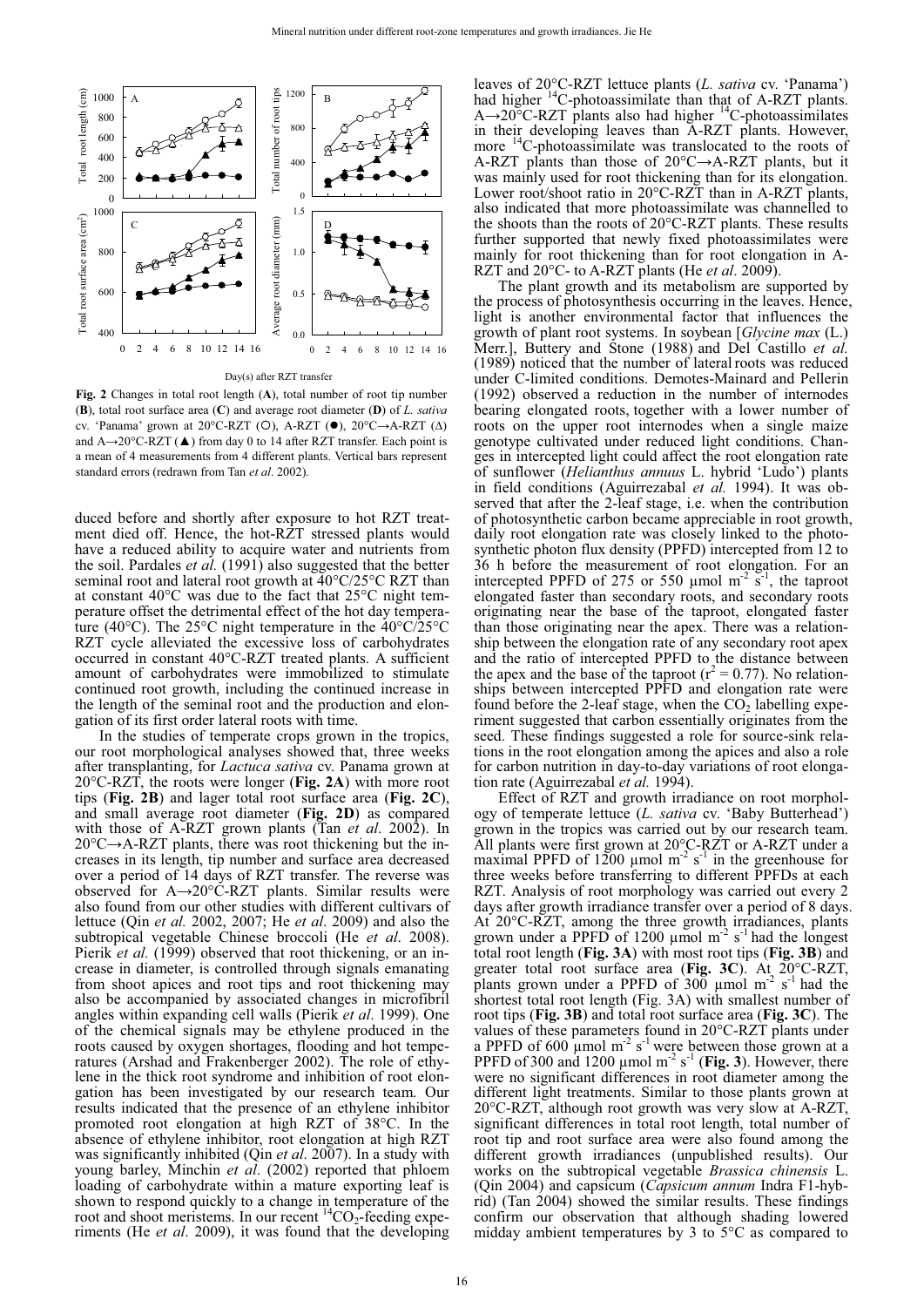**Fig. 2** Changes in total root length (**A**), total number of root tip number (**B**), total root surface area (**C**) and average root diameter (**D**) of *L. sativa* cv. 'Panama' grown at 20°C-RZT (○), A-RZT (●), 20°C→A-RZT (Δ) and A→20°C-RZT (▲) from day 0 to 14 after RZT transfer. Each point is a mean of 4 measurements from 4 different plants. Vertical bars represent standard errors (redrawn from Tan *et al*. 2002).

duced before and shortly after exposure to hot RZT treatment died off. Hence, the hot-RZT stressed plants would have a reduced ability to acquire water and nutrients from the soil. Pardales *et al.* (1991) also suggested that the better seminal root and lateral root growth at 40°C/25°C RZT than at constant 40°C was due to the fact that 25°C night temperature offset the detrimental effect of the hot day temperature (40°C). The 25°C night temperature in the 40°C/25°C RZT cycle alleviated the excessive loss of carbohydrates occurred in constant 40°C-RZT treated plants. A sufficient amount of carbohydrates were immobilized to stimulate continued root growth, including the continued increase in the length of the seminal root and the production and elongation of its first order lateral roots with time.

In the studies of temperate crops grown in the tropics, our root morphological analyses showed that, three weeks after transplanting, for *Lactuca sativa* cv. Panama grown at 20°C-RZT, the roots were longer (**Fig. 2A**) with more root tips (**Fig. 2B**) and lager total root surface area (**Fig. 2C**), and small average root diameter (**Fig. 2D**) as compared with those of A-RZT grown plants (Tan *et al*. 2002). In 20°C→A-RZT plants, there was root thickening but the increases in its length, tip number and surface area decreased over a period of 14 days of RZT transfer. The reverse was observed for A→20°C-RZT plants. Similar results were also found from our other studies with different cultivars of lettuce (Qin *et al.* 2002, 2007; He *et al*. 2009) and also the subtropical vegetable Chinese broccoli (He *et al*. 2008). Pierik *et al.* (1999) observed that root thickening, or an increase in diameter, is controlled through signals emanating from shoot apices and root tips and root thickening may also be accompanied by associated changes in microfibril angles within expanding cell walls (Pierik *et al*. 1999). One of the chemical signals may be ethylene produced in the roots caused by oxygen shortages, flooding and hot temperatures (Arshad and Frakenberger 2002). The role of ethylene in the thick root syndrome and inhibition of root elongation has been investigated by our research team. Our results indicated that the presence of an ethylene inhibitor promoted root elongation at high RZT of 38°C. In the absence of ethylene inhibitor, root elongation at high RZT was significantly inhibited (Qin *et al*. 2007). In a study with young barley, Minchin *et al*. (2002) reported that phloem loading of carbohydrate within a mature exporting leaf is shown to respond quickly to a change in temperature of the root and shoot meristems. In our recent $^{14}CO_2$-feeding experiments (He *et al*. 2009), it was found that the developing leaves of 20°C-RZT lettuce plants (*L. sativa* cv. 'Panama') had higher $^{14}$C-photoassimilate than that of A-RZT plants. A→20°C-RZT plants also had higher $^{14}$C-photoassimilates in their developing leaves than A-RZT plants. However, more $^{14}$C-photoassimilate was translocated to the roots of A-RZT plants than those of 20°C→A-RZT plants, but it was mainly used for root thickening than for its elongation. Lower root/shoot ratio in 20°C-RZT than in A-RZT plants, also indicated that more photoassimilate was channelled to the shoots than the roots of 20°C-RZT plants. These results further supported that newly fixed photoassimilates were mainly for root thickening than for root elongation in A-RZT and 20°C- to A-RZT plants (He *et al*. 2009).

The plant growth and its metabolism are supported by the process of photosynthesis occurring in the leaves. Hence, light is another environmental factor that influences the growth of plant root systems. In soybean [*Glycine max* (L.) Merr.], Buttery and Stone (1988) and Del Castillo *et al.* (1989) noticed that the number of lateral roots was reduced under C-limited conditions. Demotes-Mainard and Pellerin (1992) observed a reduction in the number of internodes bearing elongated roots, together with a lower number of roots on the upper root internodes when a single maize genotype cultivated under reduced light conditions. Changes in intercepted light could affect the root elongation rate of sunflower (*Helianthus annuus* L. hybrid 'Ludo') plants in field conditions (Aguirrezabal *et al.* 1994). It was observed that after the 2-leaf stage, i.e. when the contribution of photosynthetic carbon became appreciable in root growth, daily root elongation rate was closely linked to the photosynthetic photon flux density (PPFD) intercepted from 12 to 36 h before the measurement of root elongation. For an intercepted PPFD of 275 or 550 μmol m$^{-2}$ s$^{-1}$, the taproot elongated faster than secondary roots, and secondary roots originating near the base of the taproot, elongated faster than those originating near the apex. There was a relationship between the elongation rate of any secondary root apex and the ratio of intercepted PPFD to the distance between the apex and the base of the taproot ($r^2 = 0.77$). No relationships between intercepted PPFD and elongation rate were found before the 2-leaf stage, when the $CO_2$ labelling experiment suggested that carbon essentially originates from the seed. These findings suggested a role for source-sink relations in the root elongation among the apices and also a role for carbon nutrition in day-to-day variations of root elongation rate (Aguirrezabal *et al.* 1994).

Effect of RZT and growth irradiance on root morphology of temperate lettuce (*L. sativa* cv. 'Baby Butterhead') grown in the tropics was carried out by our research team. All plants were first grown at 20°C-RZT or A-RZT under a maximal PPFD of 1200 μmol m$^{-2}$ s$^{-1}$ in the greenhouse for three weeks before transferring to different PPFDs at each RZT. Analysis of root morphology was carried out every 2 days after growth irradiance transfer over a period of 8 days. At 20°C-RZT, among the three growth irradiances, plants grown under a PPFD of 1200 μmol m$^{-2}$ s$^{-1}$ had the longest total root length (**Fig. 3A**) with most root tips (**Fig. 3B**) and greater total root surface area (**Fig. 3C**). At 20°C-RZT, plants grown under a PPFD of 300 μmol m$^{-2}$ s$^{-1}$ had the shortest total root length (Fig. 3A) with smallest number of root tips (**Fig. 3B**) and total root surface area (**Fig. 3C**). The values of these parameters found in 20°C-RZT plants under a PPFD of 600 μmol m$^{-2}$ s$^{-1}$ were between those grown at a PPFD of 300 and 1200 μmol m$^{-2}$ s$^{-1}$ (**Fig. 3**). However, there were no significant differences in root diameter among the different light treatments. Similar to those plants grown at 20°C-RZT, although root growth was very slow at A-RZT, significant differences in total root length, total number of root tip and root surface area were also found among the different growth irradiances (unpublished results). Our works on the subtropical vegetable *Brassica chinensis* L. (Qin 2004) and capsicum (*Capsicum annum* Indra F1-hybrid) (Tan 2004) showed the similar results. These findings confirm our observation that although shading lowered midday ambient temperatures by 3 to 5°C as compared to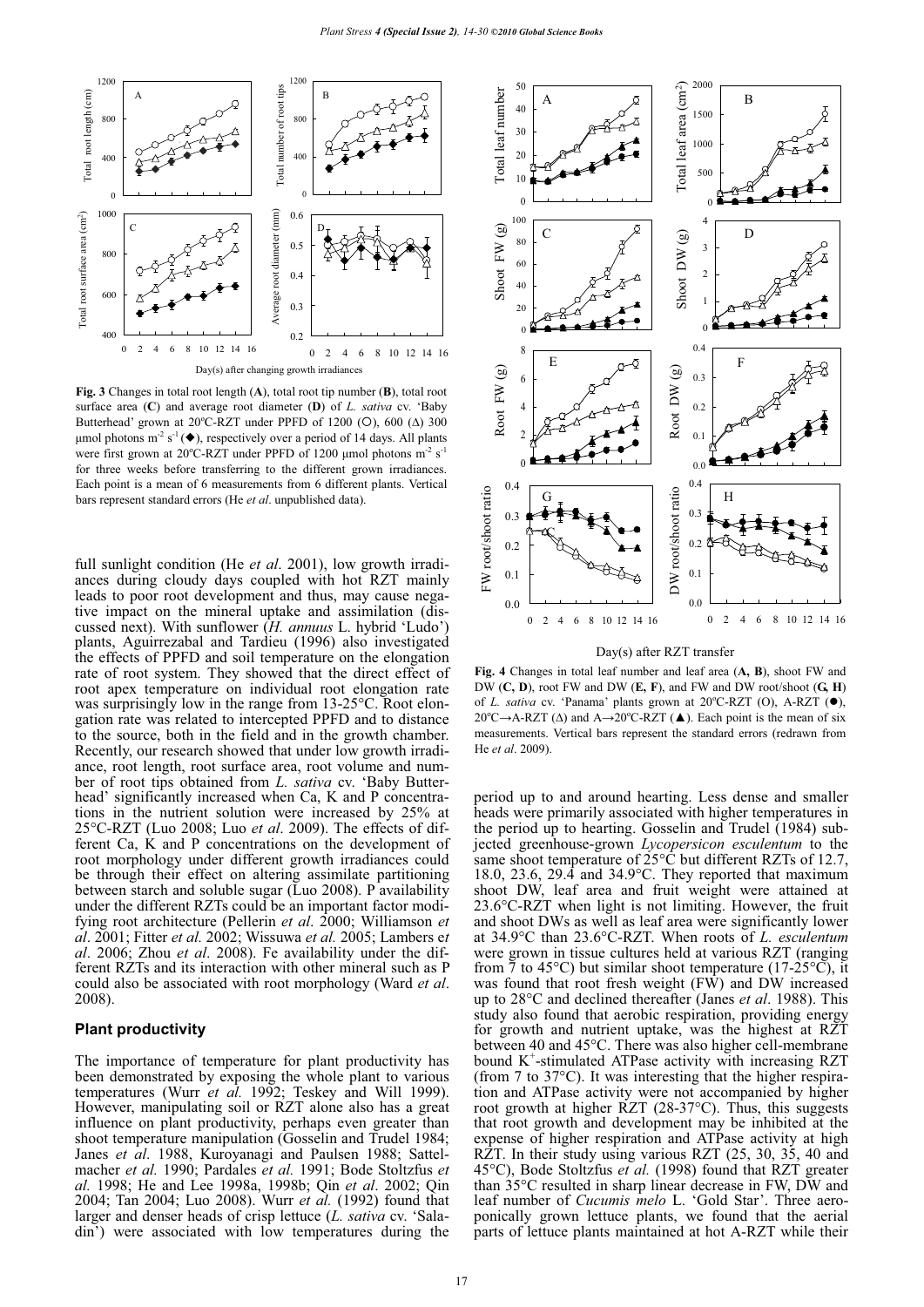**Fig. 3** Changes in total root length (**A**), total root tip number (**B**), total root surface area (**C**) and average root diameter (**D**) of *L. sativa* cv. 'Baby Butterhead' grown at 20°C-RZT under PPFD of 1200 (○), 600 (Δ) 300 µmol photons $m^{-2}$ $s^{-1}$ (◆), respectively over a period of 14 days. All plants were first grown at 20°C-RZT under PPFD of 1200 µmol photons $m^{-2}$ $s^{-1}$ for three weeks before transferring to the different grown irradiances. Each point is a mean of 6 measurements from 6 different plants. Vertical bars represent standard errors (He *et al*. unpublished data).

full sunlight condition (He *et al*. 2001), low growth irradiances during cloudy days coupled with hot RZT mainly leads to poor root development and thus, may cause negative impact on the mineral uptake and assimilation (discussed next). With sunflower (*H. annuus* L. hybrid 'Ludo') plants, Aguirrezabal and Tardieu (1996) also investigated the effects of PPFD and soil temperature on the elongation rate of root system. They showed that the direct effect of root apex temperature on individual root elongation rate was surprisingly low in the range from 13-25°C. Root elongation rate was related to intercepted PPFD and to distance to the source, both in the field and in the growth chamber. Recently, our research showed that under low growth irradiance, root length, root surface area, root volume and number of root tips obtained from *L. sativa* cv. 'Baby Butterhead' significantly increased when Ca, K and P concentrations in the nutrient solution were increased by 25% at 25°C-RZT (Luo 2008; Luo *et al*. 2009). The effects of different Ca, K and P concentrations on the development of root morphology under different growth irradiances could be through their effect on altering assimilate partitioning between starch and soluble sugar (Luo 2008). P availability under the different RZTs could be an important factor modifying root architecture (Pellerin *et al*. 2000; Williamson *et al*. 2001; Fitter *et al.* 2002; Wissuwa *et al.* 2005; Lambers e*t al*. 2006; Zhou *et al*. 2008). Fe availability under the different RZTs and its interaction with other mineral such as P could also be associated with root morphology (Ward *et al*. 2008).

### Plant productivity

The importance of temperature for plant productivity has been demonstrated by exposing the whole plant to various temperatures (Wurr *et al.* 1992; Teskey and Will 1999). However, manipulating soil or RZT alone also has a great influence on plant productivity, perhaps even greater than shoot temperature manipulation (Gosselin and Trudel 1984; Janes *et al*. 1988, Kuroyanagi and Paulsen 1988; Sattelmacher *et al.* 1990; Pardales *et al.* 1991; Bode Stoltzfus *et al.* 1998; He and Lee 1998a, 1998b; Qin *et al*. 2002; Qin 2004; Tan 2004; Luo 2008). Wurr *et al.* (1992) found that larger and denser heads of crisp lettuce (*L. sativa* cv. 'Saladin') were associated with low temperatures during the

**Fig. 4** Changes in total leaf number and leaf area (**A, B**), shoot FW and DW (**C, D**), root FW and DW (**E, F**), and FW and DW root/shoot (**G, H**) of *L. sativa* cv. 'Panama' plants grown at 20°C-RZT (O), A-RZT (●), 20°C→A-RZT (Δ) and A→20°C-RZT (▲). Each point is the mean of six measurements. Vertical bars represent the standard errors (redrawn from He *et al*. 2009).

period up to and around hearting. Less dense and smaller heads were primarily associated with higher temperatures in the period up to hearting. Gosselin and Trudel (1984) subjected greenhouse-grown *Lycopersicon esculentum* to the same shoot temperature of 25°C but different RZTs of 12.7, 18.0, 23.6, 29.4 and 34.9°C. They reported that maximum shoot DW, leaf area and fruit weight were attained at 23.6°C-RZT when light is not limiting. However, the fruit and shoot DWs as well as leaf area were significantly lower at 34.9°C than 23.6°C-RZT. When roots of *L. esculentum* were grown in tissue cultures held at various RZT (ranging from 7 to 45°C) but similar shoot temperature (17-25°C), it was found that root fresh weight (FW) and DW increased up to 28°C and declined thereafter (Janes *et al*. 1988). This study also found that aerobic respiration, providing energy for growth and nutrient uptake, was the highest at RZT between 40 and 45°C. There was also higher cell-membrane bound $K^+$-stimulated ATPase activity with increasing RZT (from 7 to 37°C). It was interesting that the higher respiration and ATPase activity were not accompanied by higher root growth at higher RZT (28-37°C). Thus, this suggests that root growth and development may be inhibited at the expense of higher respiration and ATPase activity at high RZT. In their study using various RZT (25, 30, 35, 40 and 45°C), Bode Stoltzfus *et al.* (1998) found that RZT greater than 35°C resulted in sharp linear decrease in FW, DW and leaf number of *Cucumis melo* L. 'Gold Star'. Three aeroponically grown lettuce plants, we found that the aerial parts of lettuce plants maintained at hot A-RZT while their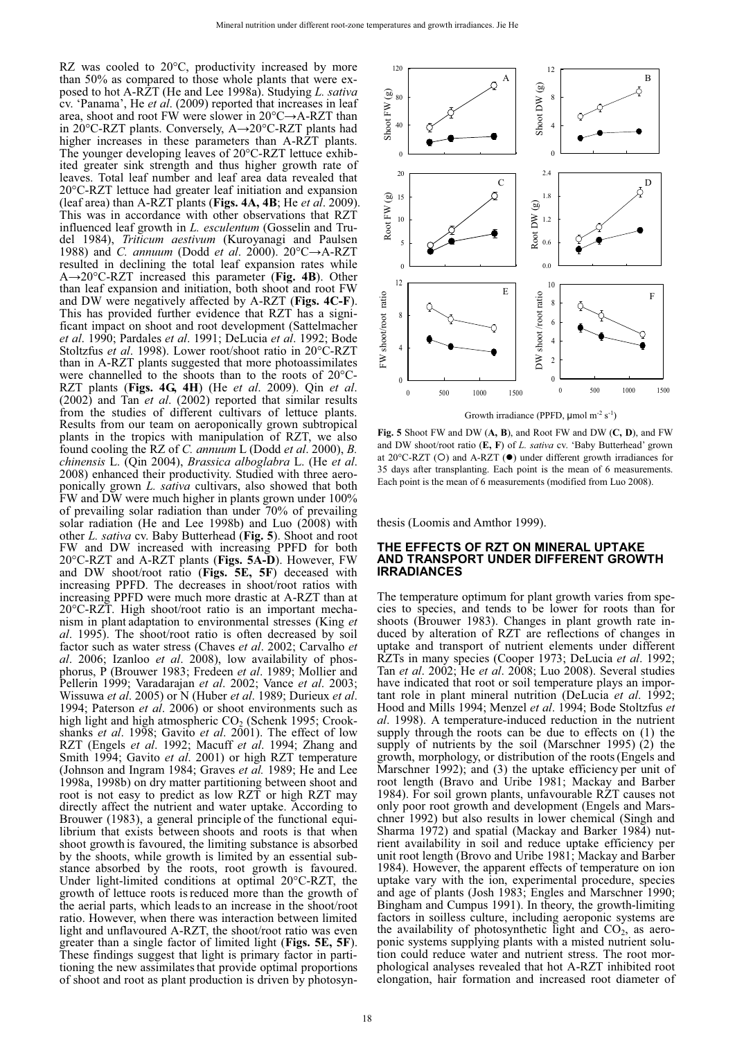RZ was cooled to 20°C, productivity increased by more than 50% as compared to those whole plants that were exposed to hot A-RZT (He and Lee 1998a). Studying *L. sativa* cv. 'Panama', He *et al*. (2009) reported that increases in leaf area, shoot and root FW were slower in 20°C→A-RZT than in 20°C-RZT plants. Conversely, A→20°C-RZT plants had higher increases in these parameters than A-RZT plants. The younger developing leaves of 20°C-RZT lettuce exhibited greater sink strength and thus higher growth rate of leaves. Total leaf number and leaf area data revealed that 20°C-RZT lettuce had greater leaf initiation and expansion (leaf area) than A-RZT plants (**Figs. 4A, 4B**; He *et al*. 2009). This was in accordance with other observations that RZT influenced leaf growth in *L. esculentum* (Gosselin and Trudel 1984), *Triticum aestivum* (Kuroyanagi and Paulsen 1988) and *C. annuum* (Dodd *et al*. 2000). 20°C→A-RZT resulted in declining the total leaf expansion rates while A→20°C-RZT increased this parameter (**Fig. 4B**). Other than leaf expansion and initiation, both shoot and root FW and DW were negatively affected by A-RZT (**Figs. 4C-F**). This has provided further evidence that RZT has a significant impact on shoot and root development (Sattelmacher *et al*. 1990; Pardales *et al*. 1991; DeLucia *et al*. 1992; Bode Stoltzfus *et al*. 1998). Lower root/shoot ratio in 20°C-RZT than in A-RZT plants suggested that more photoassimilates were channelled to the shoots than to the roots of 20°C-RZT plants (**Figs. 4G, 4H**) (He *et al*. 2009). Qin *et al*. (2002) and Tan *et al*. (2002) reported that similar results from the studies of different cultivars of lettuce plants. Results from our team on aeroponically grown subtropical plants in the tropics with manipulation of RZT, we also found cooling the RZ of *C. annuum* L (Dodd *et al*. 2000), *B. chinensis* L. (Qin 2004), *Brassica alboglabra* L. (He *et al*. 2008) enhanced their productivity. Studied with three aeroponically grown *L. sativa* cultivars, also showed that both FW and DW were much higher in plants grown under 100% of prevailing solar radiation than under 70% of prevailing solar radiation (He and Lee 1998b) and Luo (2008) with other *L. sativa* cv. Baby Butterhead (**Fig. 5**). Shoot and root FW and DW increased with increasing PPFD for both 20°C-RZT and A-RZT plants (**Figs. 5A-D**). However, FW and DW shoot/root ratio (**Figs. 5E, 5F**) deceased with increasing PPFD. The decreases in shoot/root ratios with increasing PPFD were much more drastic at A-RZT than at 20°C-RZT. High shoot/root ratio is an important mechanism in plant adaptation to environmental stresses (King *et al*. 1995). The shoot/root ratio is often decreased by soil factor such as water stress (Chaves *et al*. 2002; Carvalho *et al*. 2006; Izanloo *et al*. 2008), low availability of phosphorus, P (Brouwer 1983; Fredeen *et al*. 1989; Mollier and Pellerin 1999; Varadarajan *et al*. 2002; Vance *et al*. 2003; Wissuwa *et al*. 2005) or N (Huber *et al*. 1989; Durieux *et al*. 1994; Paterson *et al*. 2006) or shoot environments such as high light and high atmospheric $CO_2$ (Schenk 1995; Crookshanks *et al*. 1998; Gavito *et al*. 2001). The effect of low RZT (Engels *et al*. 1992; Macuff *et al*. 1994; Zhang and Smith 1994; Gavito *et al*. 2001) or high RZT temperature (Johnson and Ingram 1984; Graves *et al.* 1989; He and Lee 1998a, 1998b) on dry matter partitioning between shoot and root is not easy to predict as low RZT or high RZT may directly affect the nutrient and water uptake. According to Brouwer (1983), a general principle of the functional equilibrium that exists between shoots and roots is that when shoot growth is favoured, the limiting substance is absorbed by the shoots, while growth is limited by an essential substance absorbed by the roots, root growth is favoured. Under light-limited conditions at optimal 20°C-RZT, the growth of lettuce roots is reduced more than the growth of the aerial parts, which leads to an increase in the shoot/root ratio. However, when there was interaction between limited light and unflavoured A-RZT, the shoot/root ratio was even greater than a single factor of limited light (**Figs. 5E, 5F**). These findings suggest that light is primary factor in partitioning the new assimilates that provide optimal proportions of shoot and root as plant production is driven by photosynthesis (Loomis and Amthor 1999).

**Fig. 5** Shoot FW and DW (**A, B**), and Root FW and DW (**C, D**), and FW and DW shoot/root ratio (**E, F**) of *L. sativa* cv. 'Baby Butterhead' grown at 20°C-RZT (○) and A-RZT (●) under different growth irradiances for 35 days after transplanting. Each point is the mean of 6 measurements. Each point is the mean of 6 measurements (modified from Luo 2008).

## THE EFFECTS OF RZT ON MINERAL UPTAKE AND TRANSPORT UNDER DIFFERENT GROWTH IRRADIANCES

The temperature optimum for plant growth varies from species to species, and tends to be lower for roots than for shoots (Brouwer 1983). Changes in plant growth rate induced by alteration of RZT are reflections of changes in uptake and transport of nutrient elements under different RZTs in many species (Cooper 1973; DeLucia *et al*. 1992; Tan *et al*. 2002; He *et al*. 2008; Luo 2008). Several studies have indicated that root or soil temperature plays an important role in plant mineral nutrition (DeLucia *et al*. 1992; Hood and Mills 1994; Menzel *et al*. 1994; Bode Stoltzfus *et al*. 1998). A temperature-induced reduction in the nutrient supply through the roots can be due to effects on (1) the supply of nutrients by the soil (Marschner 1995) (2) the growth, morphology, or distribution of the roots (Engels and Marschner 1992); and (3) the uptake efficiency per unit of root length (Bravo and Uribe 1981; Mackay and Barber 1984). For soil grown plants, unfavourable RZT causes not only poor root growth and development (Engels and Marschner 1992) but also results in lower chemical (Singh and Sharma 1972) and spatial (Mackay and Barker 1984) nutrient availability in soil and reduce uptake efficiency per unit root length (Brovo and Uribe 1981; Mackay and Barber 1984). However, the apparent effects of temperature on ion uptake vary with the ion, experimental procedure, species and age of plants (Josh 1983; Engles and Marschner 1990; Bingham and Cumpus 1991). In theory, the growth-limiting factors in soilless culture, including aeroponic systems are the availability of photosynthetic light and $CO_2$, as aeroponic systems supplying plants with a misted nutrient solution could reduce water and nutrient stress. The root morphological analyses revealed that hot A-RZT inhibited root elongation, hair formation and increased root diameter of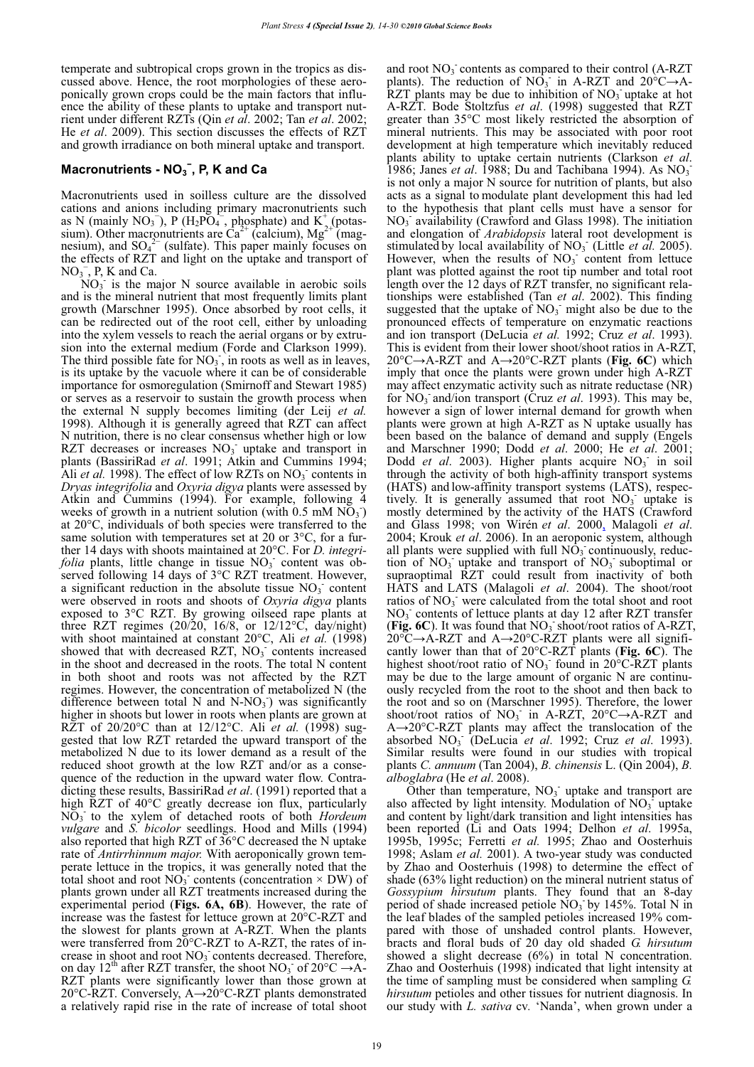temperate and subtropical crops grown in the tropics as discussed above. Hence, the root morphologies of these aeroponically grown crops could be the main factors that influence the ability of these plants to uptake and transport nutrient under different RZTs (Qin *et al*. 2002; Tan *et al*. 2002; He *et al*. 2009). This section discusses the effects of RZT and growth irradiance on both mineral uptake and transport.

## Macronutrients - $NO_3^-$, P, K and Ca

Macronutrients used in soilless culture are the dissolved cations and anions including primary macronutrients such as N (mainly $NO_3^-$), P ($H_2PO_4^-$, phosphate) and $K^+$ (potassium). Other macronutrients are $Ca^{2+}$ (calcium), $Mg^{2+}$ (magnesium), and $SO_4^{2-}$ (sulfate). This paper mainly focuses on the effects of RZT and light on the uptake and transport of $NO_3^-$, P, K and Ca.

$NO_3^-$ is the major N source available in aerobic soils and is the mineral nutrient that most frequently limits plant growth (Marschner 1995). Once absorbed by root cells, it can be redirected out of the root cell, either by unloading into the xylem vessels to reach the aerial organs or by extrusion into the external medium (Forde and Clarkson 1999). The third possible fate for $NO_3^-$, in roots as well as in leaves, is its uptake by the vacuole where it can be of considerable importance for osmoregulation (Smirnoff and Stewart 1985) or serves as a reservoir to sustain the growth process when the external N supply becomes limiting (der Leij *et al.* 1998). Although it is generally agreed that RZT can affect N nutrition, there is no clear consensus whether high or low RZT decreases or increases $NO_3^-$ uptake and transport in plants (BassiriRad *et al*. 1991; Atkin and Cummins 1994; Ali *et al.* 1998). The effect of low RZTs on $NO_3^-$ contents in *Dryas integrifolia* and *Oxyria digya* plants were assessed by Atkin and Cummins (1994). For example, following 4 weeks of growth in a nutrient solution (with 0.5 mM $NO_3^-$) at 20°C, individuals of both species were transferred to the same solution with temperatures set at 20 or 3°C, for a further 14 days with shoots maintained at 20°C. For *D. integrifolia* plants, little change in tissue $NO_3^-$ content was observed following 14 days of 3°C RZT treatment. However, a significant reduction in the absolute tissue $NO_3^-$ content were observed in roots and shoots of *Oxyria digya* plants exposed to 3°C RZT. By growing oilseed rape plants at three RZT regimes (20/20, 16/8, or 12/12°C, day/night) with shoot maintained at constant 20°C, Ali *et al.* (1998) showed that with decreased RZT, $NO_3^-$ contents increased in the shoot and decreased in the roots. The total N content in both shoot and roots was not affected by the RZT regimes. However, the concentration of metabolized N (the difference between total N and N-$NO_3^-$) was significantly higher in shoots but lower in roots when plants are grown at RZT of 20/20°C than at 12/12°C. Ali *et al.* (1998) suggested that low RZT retarded the upward transport of the metabolized N due to its lower demand as a result of the reduced shoot growth at the low RZT and/or as a consequence of the reduction in the upward water flow. Contradicting these results, BassiriRad *et al*. (1991) reported that a high RZT of 40°C greatly decrease ion flux, particularly $NO_3^-$ to the xylem of detached roots of both *Hordeum vulgare* and *S. bicolor* seedlings. Hood and Mills (1994) also reported that high RZT of 36°C decreased the N uptake rate of *Antirrhinnum major.* With aeroponically grown temperate lettuce in the tropics, it was generally noted that the total shoot and root $NO_3^-$ contents (concentration × DW) of plants grown under all RZT treatments increased during the experimental period (**Figs. 6A, 6B**). However, the rate of increase was the fastest for lettuce grown at 20°C-RZT and the slowest for plants grown at A-RZT. When the plants were transferred from 20°C-RZT to A-RZT, the rates of increase in shoot and root $NO_3^-$ contents decreased. Therefore, on day 12[th] after RZT transfer, the shoot $NO_3^-$ of 20°C →A-RZT plants were significantly lower than those grown at 20°C-RZT. Conversely, A→20°C-RZT plants demonstrated a relatively rapid rise in the rate of increase of total shoot and root $NO_3^-$ contents as compared to their control (A-RZT plants). The reduction of $NO_3^-$ in A-RZT and 20°C→A-RZT plants may be due to inhibition of $NO_3^-$ uptake at hot A-RZT. Bode Stoltzfus *et al*. (1998) suggested that RZT greater than 35°C most likely restricted the absorption of mineral nutrients. This may be associated with poor root development at high temperature which inevitably reduced plants ability to uptake certain nutrients (Clarkson *et al*. 1986; Janes *et al*. 1988; Du and Tachibana 1994). As $NO_3^-$ is not only a major N source for nutrition of plants, but also acts as a signal to modulate plant development this had led to the hypothesis that plant cells must have a sensor for $NO_3^-$ availability (Crawford and Glass 1998). The initiation and elongation of *Arabidopsis* lateral root development is stimulated by local availability of $NO_3^-$ (Little *et al.* 2005). However, when the results of $NO_3^-$ content from lettuce plant was plotted against the root tip number and total root length over the 12 days of RZT transfer, no significant relationships were established (Tan *et al*. 2002). This finding suggested that the uptake of $NO_3^-$ might also be due to the pronounced effects of temperature on enzymatic reactions and ion transport (DeLucia *et al.* 1992; Cruz *et al*. 1993). This is evident from their lower shoot/shoot ratios in A-RZT, 20°C→A-RZT and A→20°C-RZT plants (**Fig. 6C**) which imply that once the plants were grown under high A-RZT may affect enzymatic activity such as nitrate reductase (NR) for $NO_3^-$ and/ion transport (Cruz *et al*. 1993). This may be, however a sign of lower internal demand for growth when plants were grown at high A-RZT as N uptake usually has been based on the balance of demand and supply (Engels and Marschner 1990; Dodd *et al*. 2000; He *et al*. 2001; Dodd *et al*. 2003). Higher plants acquire $NO_3^-$ in soil through the activity of both high-affinity transport systems (HATS) and low-affinity transport systems (LATS), respectively. It is generally assumed that root $NO_3^-$ uptake is mostly determined by the activity of the HATS (Crawford and Glass 1998; von Wirén *et al*. 2000, Malagoli *et al*. 2004; Krouk *et al*. 2006). In an aeroponic system, although all plants were supplied with full $NO_3^-$ continuously, reduction of $NO_3^-$ uptake and transport of $NO_3^-$ suboptimal or supraoptimal RZT could result from inactivity of both HATS and LATS (Malagoli *et al*. 2004). The shoot/root ratios of $NO_3^-$ were calculated from the total shoot and root $NO_3^-$ contents of lettuce plants at day 12 after RZT transfer (**Fig. 6C**). It was found that $NO_3^-$ shoot/root ratios of A-RZT, 20°C→A-RZT and A→20°C-RZT plants were all significantly lower than that of 20°C-RZT plants (**Fig. 6C**). The highest shoot/root ratio of $NO_3^-$ found in 20°C-RZT plants may be due to the large amount of organic N are continuously recycled from the root to the shoot and then back to the root and so on (Marschner 1995). Therefore, the lower shoot/root ratios of $NO_3^-$ in A-RZT, 20°C→A-RZT and A→20°C-RZT plants may affect the translocation of the absorbed $NO_3^-$ (DeLucia *et al*. 1992; Cruz *et al*. 1993). Similar results were found in our studies with tropical plants *C. annuum* (Tan 2004), *B. chinensis* L. (Qin 2004), *B. alboglabra* (He *et al*. 2008).

Other than temperature, $NO_3^-$ uptake and transport are also affected by light intensity. Modulation of $NO_3^-$ uptake and content by light/dark transition and light intensities has been reported (Li and Oats 1994; Delhon *et al*. 1995a, 1995b, 1995c; Ferretti *et al.* 1995; Zhao and Oosterhuis 1998; Aslam *et al.* 2001). A two-year study was conducted by Zhao and Oosterhuis (1998) to determine the effect of shade (63% light reduction) on the mineral nutrient status of *Gossypium hirsutum* plants. They found that an 8-day period of shade increased petiole $NO_3^-$ by 145%. Total N in the leaf blades of the sampled petioles increased 19% compared with those of unshaded control plants. However, bracts and floral buds of 20 day old shaded *G. hirsutum* showed a slight decrease (6%) in total N concentration. Zhao and Oosterhuis (1998) indicated that light intensity at the time of sampling must be considered when sampling *G. hirsutum* petioles and other tissues for nutrient diagnosis. In our study with *L. sativa* cv. 'Nanda', when grown under a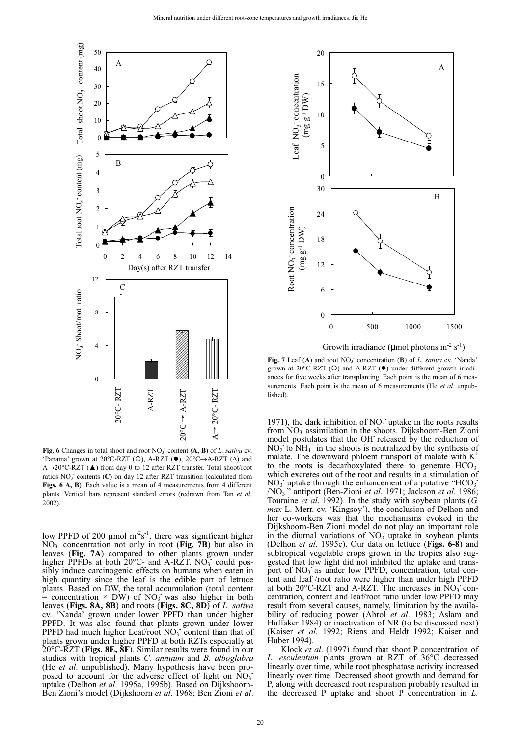**Fig. 6** Changes in total shoot and root $NO_3^-$ content (**A, B**) of *L. sativa* cv. 'Panama' grown at 20°C-RZT (○), A-RZT (●), 20°C→A-RZT (Δ) and A→20°C-RZT (▲) from day 0 to 12 after RZT transfer. Total shoot/root ratios $NO_3^-$ contents (**C**) on day 12 after RZT transition (calculated from **Figs. 6 A, B**). Each value is a mean of 4 measurements from 4 different plants. Vertical bars represent standard errors (redrawn from Tan *et al.* 2002).

**Fig. 7** Leaf (**A**) and root $NO_3^-$ concentration (**B**) of *L. sativa* cv. 'Nanda' grown at 20°C-RZT (○) and A-RZT (●) under different growth irradiances for five weeks after transplanting. Each point is the mean of 6 measurements. Each point is the mean of 6 measurements (He *et al*. unpublished).

low PPFD of 200 µmol m$^{-2}$s$^{-1}$, there was significant higher $NO_3^-$ concentration not only in root (**Fig. 7B**) but also in leaves (**Fig. 7A**) compared to other plants grown under higher PPFDs at both 20°C- and A-RZT. $NO_3^-$ could possibly induce carcinogenic effects on humans when eaten in high quantity since the leaf is the edible part of lettuce plants. Based on DW, the total accumulation (total content = concentration × DW) of $NO_3^-$ was also higher in both leaves (**Figs. 8A, 8B**) and roots (**Figs. 8C, 8D**) of *L. sativa* cv. 'Nanda' grown under lower PPFD than under higher PPFD. It was also found that plants grown under lower PPFD had much higher Leaf/root $NO_3^-$ content than that of plants grown under higher PPFD at both RZTs especially at 20°C-RZT (**Figs. 8E, 8F**). Similar results were found in our studies with tropical plants *C. annuum* and *B. alboglabra* (He *et al*. unpublished). Many hypothesis have been proposed to account for the adverse effect of light on $NO_3^-$ uptake (Delhon *et al*. 1995a, 1995b). Based on Dijkshoorn-Ben Zioni's model (Dijkshoorn *et al*. 1968; Ben Zioni *et al*. 1971), the dark inhibition of $NO_3^-$ uptake in the roots results from $NO_3^-$ assimilation in the shoots. Dijkshoorn-Ben Zioni model postulates that the $OH^-$ released by the reduction of $NO_2^-$ to $NH_4^+$ in the shoots is neutralized by the synthesis of malate. The downward phloem transport of malate with $K^+$ to the roots is decarboxylated there to generate $HCO_3^-$ which excretes out of the root and results in a stimulation of $NO_3^-$ uptake through the enhancement of a putative "$HCO_3^-$/$NO_3^-$" antiport (Ben-Zioni *et al*. 1971; Jackson *et al*. 1986; Touraine *et al*. 1992). In the study with soybean plants (*G. max* L. Merr. cv. 'Kingsoy'), the conclusion of Delhon and her co-workers was that the mechanisms evoked in the Dijkshoorn-Ben Zioni model do not play an important role in the diurnal variations of $NO_3^-$ uptake in soybean plants (Delhon *et al*. 1995c). Our data on lettuce (**Figs. 6-8**) and subtropical vegetable crops grown in the tropics also suggested that low light did not inhibited the uptake and transport of $NO_3^-$ as under low PPFD, concentration, total content and leaf /root ratio were higher than under high PPFD at both 20°C-RZT and A-RZT. The increases in $NO_3^-$ concentration, content and leaf/root ratio under low PPFD may result from several causes, namely, limitation by the availability of reducing power (Abrol *et al*. 1983; Aslam and Huffaker 1984) or inactivation of NR (to be discussed next) (Kaiser *et al*. 1992; Riens and Heldt 1992; Kaiser and Huber 1994).

Klock *et al*. (1997) found that shoot P concentration of *L. esculentum* plants grown at RZT of 36°C decreased linearly over time, while root phosphatase activity increased linearly over time. Decreased shoot growth and demand for P, along with decreased root respiration probably resulted in the decreased P uptake and shoot P concentration in *L.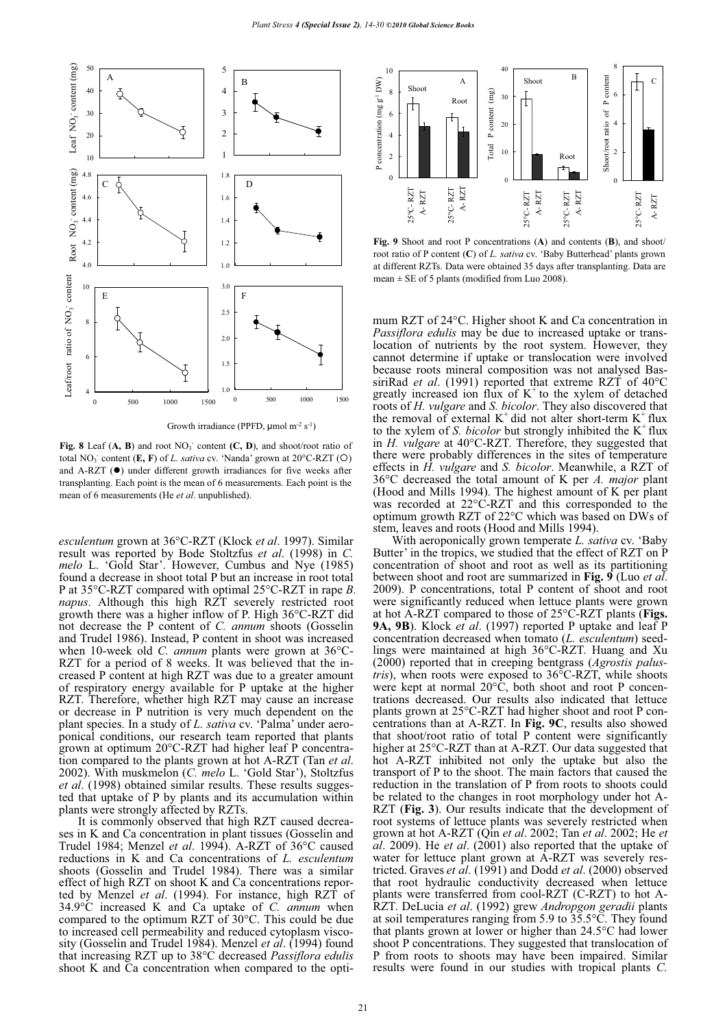**Fig. 8** Leaf (**A, B**) and root $NO_3^-$ content (**C, D**), and shoot/root ratio of total $NO_3^-$ content (**E, F**) of *L. sativa* cv. 'Nanda' grown at 20°C-RZT (○) and A-RZT (●) under different growth irradiances for five weeks after transplanting. Each point is the mean of 6 measurements. Each point is the mean of 6 measurements (He *et al*. unpublished).

**Fig. 9** Shoot and root P concentrations (**A**) and contents (**B**), and shoot/root ratio of P content (**C**) of *L. sativa* cv. 'Baby Butterhead' plants grown at different RZTs. Data were obtained 35 days after transplanting. Data are mean ± SE of 5 plants (modified from Luo 2008).

*esculentum* grown at 36°C-RZT (Klock *et al*. 1997). Similar result was reported by Bode Stoltzfus *et al*. (1998) in *C. melo* L. 'Gold Star'. However, Cumbus and Nye (1985) found a decrease in shoot total P but an increase in root total P at 35°C-RZT compared with optimal 25°C-RZT in rape *B. napus*. Although this high RZT severely restricted root growth there was a higher inflow of P. High 36°C-RZT did not decrease the P content of *C. annum* shoots (Gosselin and Trudel 1986). Instead, P content in shoot was increased when 10-week old *C. annum* plants were grown at 36°C-RZT for a period of 8 weeks. It was believed that the increased P content at high RZT was due to a greater amount of respiratory energy available for P uptake at the higher RZT. Therefore, whether high RZT may cause an increase or decrease in P nutrition is very much dependent on the plant species. In a study of *L. sativa* cv. 'Palma' under aeroponical conditions, our research team reported that plants grown at optimum 20°C-RZT had higher leaf P concentration compared to the plants grown at hot A-RZT (Tan *et al*. 2002). With muskmelon (*C. melo* L. 'Gold Star'), Stoltzfus *et al*. (1998) obtained similar results. These results suggested that uptake of P by plants and its accumulation within plants were strongly affected by RZTs.

It is commonly observed that high RZT caused decreases in K and Ca concentration in plant tissues (Gosselin and Trudel 1984; Menzel *et al*. 1994). A-RZT of 36°C caused reductions in K and Ca concentrations of *L. esculentum* shoots (Gosselin and Trudel 1984). There was a similar effect of high RZT on shoot K and Ca concentrations reported by Menzel *et al*. (1994). For instance, high RZT of 34.9°C increased K and Ca uptake of *C. annum* when compared to the optimum RZT of 30°C. This could be due to increased cell permeability and reduced cytoplasm viscosity (Gosselin and Trudel 1984). Menzel *et al*. (1994) found that increasing RZT up to 38°C decreased *Passiflora edulis* shoot K and Ca concentration when compared to the optimum RZT of 24°C. Higher shoot K and Ca concentration in *Passiflora edulis* may be due to increased uptake or translocation of nutrients by the root system. However, they cannot determine if uptake or translocation were involved because roots mineral composition was not analysed BassiriRad *et al*. (1991) reported that extreme RZT of 40°C greatly increased ion flux of $K^+$ to the xylem of detached roots of *H. vulgare* and *S. bicolor*. They also discovered that the removal of external $K^+$ did not alter short-term $K^+$ flux to the xylem of *S. bicolor* but strongly inhibited the $K^+$ flux in *H. vulgare* at 40°C-RZT. Therefore, they suggested that there were probably differences in the sites of temperature effects in *H. vulgare* and *S. bicolor*. Meanwhile, a RZT of 36°C decreased the total amount of K per *A. major* plant (Hood and Mills 1994). The highest amount of K per plant was recorded at 22°C-RZT and this corresponded to the optimum growth RZT of 22°C which was based on DWs of stem, leaves and roots (Hood and Mills 1994).

With aeroponically grown temperate *L. sativa* cv. 'Baby Butter' in the tropics, we studied that the effect of RZT on P concentration of shoot and root as well as its partitioning between shoot and root are summarized in **Fig. 9** (Luo *et al*. 2009). P concentrations, total P content of shoot and root were significantly reduced when lettuce plants were grown at hot A-RZT compared to those of 25°C-RZT plants (**Figs. 9A, 9B**). Klock *et al*. (1997) reported P uptake and leaf P concentration decreased when tomato (*L. esculentum*) seedlings were maintained at high 36°C-RZT. Huang and Xu (2000) reported that in creeping bentgrass (*Agrostis palustris*), when roots were exposed to 36°C-RZT, while shoots were kept at normal 20°C, both shoot and root P concentrations decreased. Our results also indicated that lettuce plants grown at 25°C-RZT had higher shoot and root P concentrations than at A-RZT. In **Fig. 9C**, results also showed that shoot/root ratio of total P content were significantly higher at 25°C-RZT than at A-RZT. Our data suggested that hot A-RZT inhibited not only the uptake but also the transport of P to the shoot. The main factors that caused the reduction in the translation of P from roots to shoots could be related to the changes in root morphology under hot A-RZT (**Fig. 3**). Our results indicate that the development of root systems of lettuce plants was severely restricted when grown at hot A-RZT (Qin *et al*. 2002; Tan *et al*. 2002; He *et al*. 2009). He *et al*. (2001) also reported that the uptake of water for lettuce plant grown at A-RZT was severely restricted. Graves *et al*. (1991) and Dodd *et al*. (2000) observed that root hydraulic conductivity decreased when lettuce plants were transferred from cool-RZT (C-RZT) to hot A-RZT. DeLucia *et al*. (1992) grew *Andropgon geradii* plants at soil temperatures ranging from 5.9 to 35.5°C. They found that plants grown at lower or higher than 24.5°C had lower shoot P concentrations. They suggested that translocation of P from roots to shoots may have been impaired. Similar results were found in our studies with tropical plants *C.*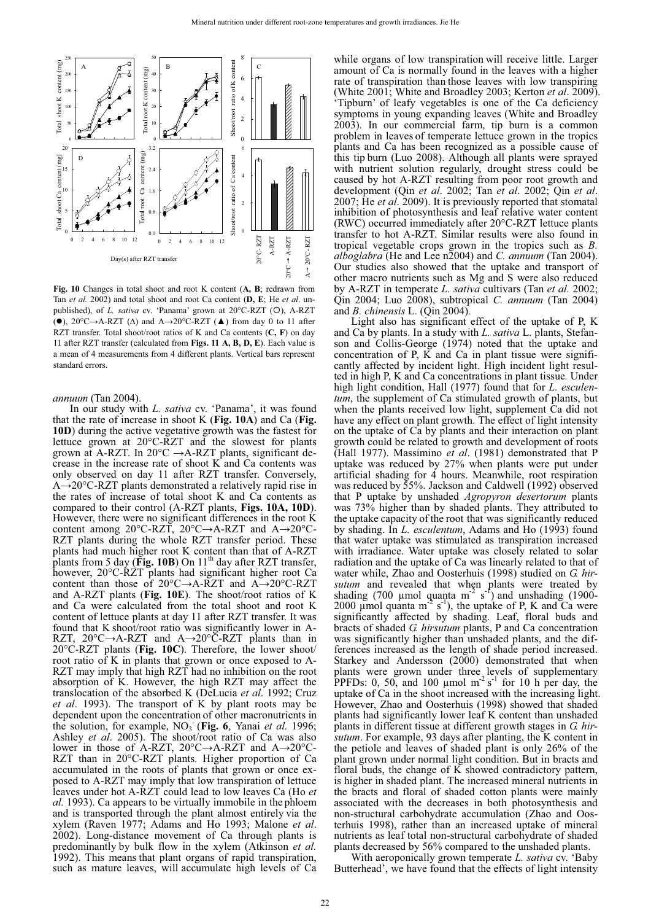**Fig. 10** Changes in total shoot and root K content (**A, B**; redrawn from Tan *et al.* 2002) and total shoot and root Ca content (**D, E**; He *et al*. unpublished), of *L. sativa* cv. 'Panama' grown at 20°C-RZT (○), A-RZT (●), 20°C→A-RZT (Δ) and A→20°C-RZT (▲) from day 0 to 11 after RZT transfer. Total shoot/root ratios of K and Ca contents (**C, F**) on day 11 after RZT transfer (calculated from **Figs. 11 A, B, D, E**). Each value is a mean of 4 measurements from 4 different plants. Vertical bars represent standard errors.

*annuum* (Tan 2004).

In our study with *L. sativa* cv. 'Panama', it was found that the rate of increase in shoot K (**Fig. 10A**) and Ca (**Fig. 10D**) during the active vegetative growth was the fastest for lettuce grown at 20°C-RZT and the slowest for plants grown at A-RZT. In 20°C →A-RZT plants, significant decrease in the increase rate of shoot K and Ca contents was only observed on day 11 after RZT transfer. Conversely, A→20°C-RZT plants demonstrated a relatively rapid rise in the rates of increase of total shoot K and Ca contents as compared to their control (A-RZT plants, **Figs. 10A, 10D**). However, there were no significant differences in the root K content among 20°C-RZT, 20°C→A-RZT and A→20°C-RZT plants during the whole RZT transfer period. These plants had much higher root K content than that of A-RZT plants from 5 day (**Fig. 10B**) On 11[th] day after RZT transfer, however, 20°C-RZT plants had significant higher root Ca content than those of 20°C→A-RZT and A→20°C-RZT and A-RZT plants (**Fig. 10E**). The shoot/root ratios of K and Ca were calculated from the total shoot and root K content of lettuce plants at day 11 after RZT transfer. It was found that K shoot/root ratio was significantly lower in A-RZT, 20°C→A-RZT and A→20°C-RZT plants than in 20°C-RZT plants (**Fig. 10C**). Therefore, the lower shoot/root ratio of K in plants that grown or once exposed to A-RZT may imply that high RZT had no inhibition on the root absorption of K. However, the high RZT may affect the translocation of the absorbed K (DeLucia *et al*. 1992; Cruz *et al*. 1993). The transport of K by plant roots may be dependent upon the concentration of other macronutrients in the solution, for example, $NO_3^-$ (**Fig. 6**, Yanai *et al.* 1996; Ashley *et al*. 2005). The shoot/root ratio of Ca was also lower in those of A-RZT, 20°C→A-RZT and A→20°C-RZT than in 20°C-RZT plants. Higher proportion of Ca accumulated in the roots of plants that grown or once exposed to A-RZT may imply that low transpiration of lettuce leaves under hot A-RZT could lead to low leaves Ca (Ho *et al.* 1993). Ca appears to be virtually immobile in the phloem and is transported through the plant almost entirely via the xylem (Raven 1977; Adams and Ho 1993; Malone *et al*. 2002). Long-distance movement of Ca through plants is predominantly by bulk flow in the xylem (Atkinson *et al.* 1992). This means that plant organs of rapid transpiration, such as mature leaves, will accumulate high levels of Ca while organs of low transpiration will receive little. Larger amount of Ca is normally found in the leaves with a higher rate of transpiration than those leaves with low transpiring (White 2001; White and Broadley 2003; Kerton *et al*. 2009). 'Tipburn' of leafy vegetables is one of the Ca deficiency symptoms in young expanding leaves (White and Broadley 2003). In our commercial farm, tip burn is a common problem in leaves of temperate lettuce grown in the tropics plants and Ca has been recognized as a possible cause of this tip burn (Luo 2008). Although all plants were sprayed with nutrient solution regularly, drought stress could be caused by hot A-RZT resulting from poor root growth and development (Qin *et al*. 2002; Tan *et al*. 2002; Qin *et al*. 2007; He *et al*. 2009). It is previously reported that stomatal inhibition of photosynthesis and leaf relative water content (RWC) occurred immediately after 20°C-RZT lettuce plants transfer to hot A-RZT. Similar results were also found in tropical vegetable crops grown in the tropics such as *B. alboglabra* (He and Lee n2004) and *C. annuum* (Tan 2004). Our studies also showed that the uptake and transport of other macro nutrients such as Mg and S were also reduced by A-RZT in temperate *L. sativa* cultivars (Tan *et al.* 2002; Qin 2004; Luo 2008), subtropical *C. annuum* (Tan 2004) and *B. chinensis* L. (Qin 2004).

Light also has significant effect of the uptake of P, K and Ca by plants. In a study with *L. sativa* L. plants, Stefanson and Collis-George (1974) noted that the uptake and concentration of P, K and Ca in plant tissue were significantly affected by incident light. High incident light resulted in high P, K and Ca concentrations in plant tissue*.* Under high light condition, Hall (1977) found that for *L. esculentum*, the supplement of Ca stimulated growth of plants, but when the plants received low light, supplement Ca did not have any effect on plant growth. The effect of light intensity on the uptake of Ca by plants and their interaction on plant growth could be related to growth and development of roots (Hall 1977). Massimino *et al*. (1981) demonstrated that P uptake was reduced by 27% when plants were put under artificial shading for 4 hours. Meanwhile, root respiration was reduced by 55%. Jackson and Caldwell (1992) observed that P uptake by unshaded *Agropyron desertorum* plants was 73% higher than by shaded plants. They attributed to the uptake capacity of the root that was significantly reduced by shading. In *L. esculentum*, Adams and Ho (1993) found that water uptake was stimulated as transpiration increased with irradiance. Water uptake was closely related to solar radiation and the uptake of Ca was linearly related to that of water while, Zhao and Oosterhuis (1998) studied on *G. hirsutum* and revealed that when plants were treated by shading (700 µmol quanta $m^{-2}$ $s^{-1}$) and unshading (1900-2000 µmol quanta $m^{-2}$ $s^{-1}$), the uptake of P, K and Ca were significantly affected by shading. Leaf, floral buds and bracts of shaded *G. hirsutum* plants, P and Ca concentration was significantly higher than unshaded plants, and the differences increased as the length of shade period increased. Starkey and Andersson (2000) demonstrated that when plants were grown under three levels of supplementary PPFDs: 0, 50, and 100 µmol $m^{-2}$ $s^{-1}$ for 10 h per day, the uptake of Ca in the shoot increased with the increasing light. However, Zhao and Oosterhuis (1998) showed that shaded plants had significantly lower leaf K content than unshaded plants in different tissue at different growth stages in *G. hirsutum*. For example, 93 days after planting, the K content in the petiole and leaves of shaded plant is only 26% of the plant grown under normal light condition. But in bracts and floral buds, the change of K showed contradictory pattern, is higher in shaded plant. The increased mineral nutrients in the bracts and floral of shaded cotton plants were mainly associated with the decreases in both photosynthesis and non-structural carbohydrate accumulation (Zhao and Oosterhuis 1998), rather than an increased uptake of mineral nutrients as leaf total non-structural carbohydrate of shaded plants decreased by 56% compared to the unshaded plants.

With aeroponically grown temperate *L. sativa* cv. 'Baby Butterhead', we have found that the effects of light intensity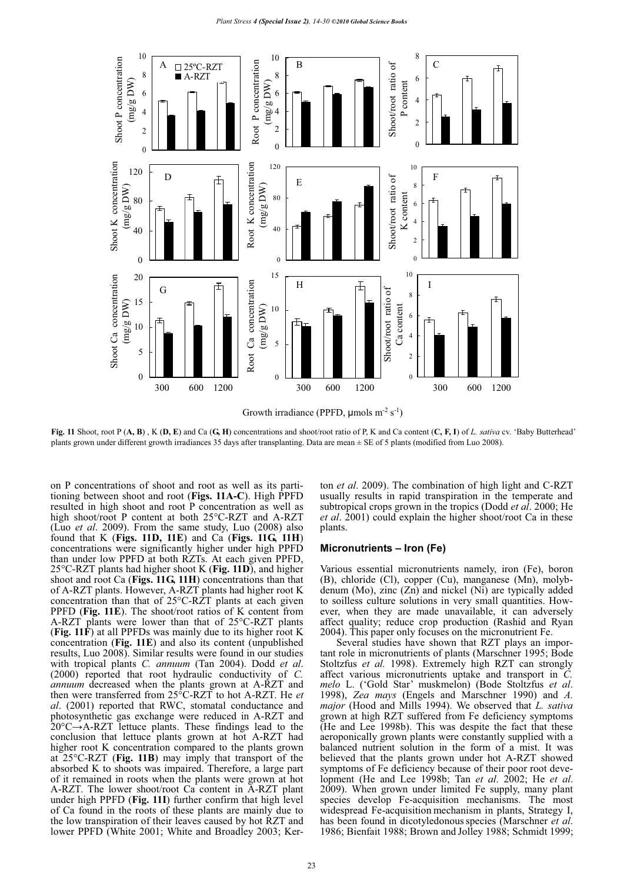Fig. 11 Shoot, root P (**A, B**) , K (**D, E**) and Ca (**G, H**) concentrations and shoot/root ratio of P, K and Ca content (**C, F, I**) of *L. sativa* cv. 'Baby Butterhead' plants grown under different growth irradiances 35 days after transplanting. Data are mean ± SE of 5 plants (modified from Luo 2008).

on P concentrations of shoot and root as well as its partitioning between shoot and root (**Figs. 11A-C**). High PPFD resulted in high shoot and root P concentration as well as high shoot/root P content at both 25°C-RZT and A-RZT (Luo *et al*. 2009). From the same study, Luo (2008) also found that K (**Figs. 11D, 11E**) and Ca (**Figs. 11G, 11H**) concentrations were significantly higher under high PPFD than under low PPFD at both RZTs. At each given PPFD, 25°C-RZT plants had higher shoot K (**Fig. 11D**), and higher shoot and root Ca (**Figs. 11G, 11H**) concentrations than that of A-RZT plants. However, A-RZT plants had higher root K concentration than that of 25°C-RZT plants at each given PPFD (**Fig. 11E**). The shoot/root ratios of K content from A-RZT plants were lower than that of 25°C-RZT plants (**Fig. 11F**) at all PPFDs was mainly due to its higher root K concentration (**Fig. 11E**) and also its content (unpublished results, Luo 2008). Similar results were found in our studies with tropical plants *C. annuum* (Tan 2004). Dodd *et al*. (2000) reported that root hydraulic conductivity of *C. annuum* decreased when the plants grown at A-RZT and then were transferred from 25°C-RZT to hot A-RZT. He *et al*. (2001) reported that RWC, stomatal conductance and photosynthetic gas exchange were reduced in A-RZT and 20°C→A-RZT lettuce plants. These findings lead to the conclusion that lettuce plants grown at hot A-RZT had higher root K concentration compared to the plants grown at 25°C-RZT (**Fig. 11B**) may imply that transport of the absorbed K to shoots was impaired. Therefore, a large part of it remained in roots when the plants were grown at hot A-RZT. The lower shoot/root Ca content in A-RZT plant under high PPFD (**Fig. 11I**) further confirm that high level of Ca found in the roots of these plants are mainly due to the low transpiration of their leaves caused by hot RZT and lower PPFD (White 2001; White and Broadley 2003; Kerton *et al*. 2009). The combination of high light and C-RZT usually results in rapid transpiration in the temperate and subtropical crops grown in the tropics (Dodd *et al*. 2000; He *et al*. 2001) could explain the higher shoot/root Ca in these plants.

### Micronutrients – Iron (Fe)

Various essential micronutrients namely, iron (Fe), boron (B), chloride (Cl), copper (Cu), manganese (Mn), molybdenum (Mo), zinc (Zn) and nickel (Ni) are typically added to soilless culture solutions in very small quantities. However, when they are made unavailable, it can adversely affect quality; reduce crop production (Rashid and Ryan 2004). This paper only focuses on the micronutrient Fe.

Several studies have shown that RZT plays an important role in micronutrients of plants (Marschner 1995; Bode Stoltzfus *et al.* 1998). Extremely high RZT can strongly affect various micronutrients uptake and transport in *C. melo* L. ('Gold Star' muskmelon) (Bode Stoltzfus *et al*. 1998), *Zea mays* (Engels and Marschner 1990) and *A. major* (Hood and Mills 1994). We observed that *L. sativa* grown at high RZT suffered from Fe deficiency symptoms (He and Lee 1998b). This was despite the fact that these aeroponically grown plants were constantly supplied with a balanced nutrient solution in the form of a mist. It was believed that the plants grown under hot A-RZT showed symptoms of Fe deficiency because of their poor root development (He and Lee 1998b; Tan *et al*. 2002; He *et al*. 2009). When grown under limited Fe supply, many plant species develop Fe-acquisition mechanisms. The most widespread Fe-acquisition mechanism in plants, Strategy I, has been found in dicotyledonous species (Marschner *et al*. 1986; Bienfait 1988; Brown and Jolley 1988; Schmidt 1999;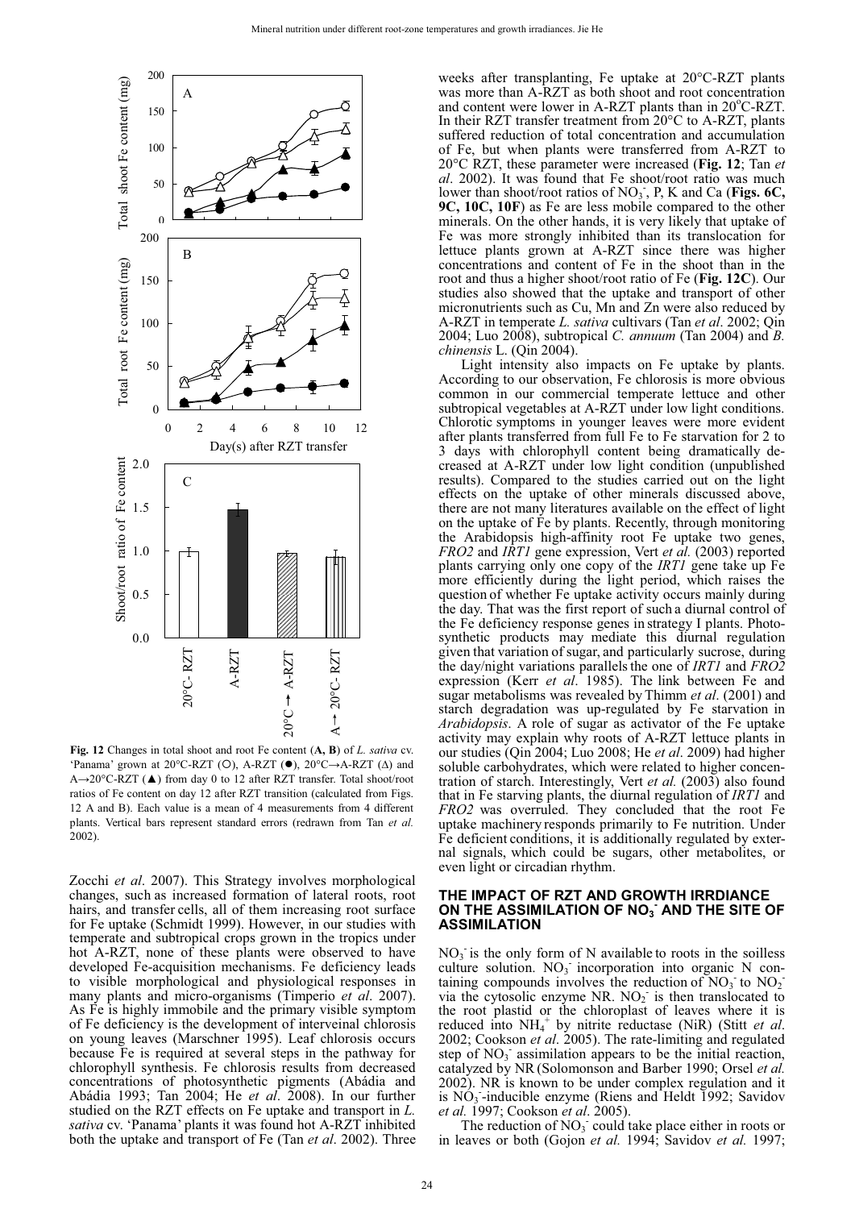**Fig. 12** Changes in total shoot and root Fe content (**A, B**) of *L. sativa* cv. 'Panama' grown at 20°C-RZT (○), A-RZT (●), 20°C→A-RZT (Δ) and A→20°C-RZT (▲) from day 0 to 12 after RZT transfer. Total shoot/root ratios of Fe content on day 12 after RZT transition (calculated from Figs. 12 A and B). Each value is a mean of 4 measurements from 4 different plants. Vertical bars represent standard errors (redrawn from Tan *et al.* 2002).

Zocchi *et al*. 2007). This Strategy involves morphological changes, such as increased formation of lateral roots, root hairs, and transfer cells, all of them increasing root surface for Fe uptake (Schmidt 1999). However, in our studies with temperate and subtropical crops grown in the tropics under hot A-RZT, none of these plants were observed to have developed Fe-acquisition mechanisms. Fe deficiency leads to visible morphological and physiological responses in many plants and micro-organisms (Timperio *et al*. 2007). As Fe is highly immobile and the primary visible symptom of Fe deficiency is the development of interveinal chlorosis on young leaves (Marschner 1995). Leaf chlorosis occurs because Fe is required at several steps in the pathway for chlorophyll synthesis. Fe chlorosis results from decreased concentrations of photosynthetic pigments (Abádia and Abádia 1993; Tan 2004; He *et al*. 2008). In our further studied on the RZT effects on Fe uptake and transport in *L. sativa* cv. 'Panama' plants it was found hot A-RZT inhibited both the uptake and transport of Fe (Tan *et al*. 2002). Three weeks after transplanting, Fe uptake at 20°C-RZT plants was more than A-RZT as both shoot and root concentration and content were lower in A-RZT plants than in 20°C-RZT. In their RZT transfer treatment from 20°C to A-RZT, plants suffered reduction of total concentration and accumulation of Fe, but when plants were transferred from A-RZT to 20°C RZT, these parameter were increased (**Fig. 12**; Tan *et al*. 2002). It was found that Fe shoot/root ratio was much lower than shoot/root ratios of $NO_3^-$, P, K and Ca (**Figs. 6C, 9C, 10C, 10F**) as Fe are less mobile compared to the other minerals. On the other hands, it is very likely that uptake of Fe was more strongly inhibited than its translocation for lettuce plants grown at A-RZT since there was higher concentrations and content of Fe in the shoot than in the root and thus a higher shoot/root ratio of Fe (**Fig. 12C**). Our studies also showed that the uptake and transport of other micronutrients such as Cu, Mn and Zn were also reduced by A-RZT in temperate *L. sativa* cultivars (Tan *et al*. 2002; Qin 2004; Luo 2008), subtropical *C. annuum* (Tan 2004) and *B. chinensis* L. (Qin 2004).

Light intensity also impacts on Fe uptake by plants. According to our observation, Fe chlorosis is more obvious common in our commercial temperate lettuce and other subtropical vegetables at A-RZT under low light conditions. Chlorotic symptoms in younger leaves were more evident after plants transferred from full Fe to Fe starvation for 2 to 3 days with chlorophyll content being dramatically decreased at A-RZT under low light condition (unpublished results). Compared to the studies carried out on the light effects on the uptake of other minerals discussed above, there are not many literatures available on the effect of light on the uptake of Fe by plants. Recently, through monitoring the Arabidopsis high-affinity root Fe uptake two genes, *FRO2* and *IRT1* gene expression, Vert *et al.* (2003) reported plants carrying only one copy of the *IRT1* gene take up Fe more efficiently during the light period, which raises the question of whether Fe uptake activity occurs mainly during the day. That was the first report of such a diurnal control of the Fe deficiency response genes in strategy I plants. Photosynthetic products may mediate this diurnal regulation given that variation of sugar, and particularly sucrose, during the day/night variations parallels the one of *IRT1* and *FRO2* expression (Kerr *et al*. 1985). The link between Fe and sugar metabolisms was revealed by Thimm *et al*. (2001) and starch degradation was up-regulated by Fe starvation in *Arabidopsis*. A role of sugar as activator of the Fe uptake activity may explain why roots of A-RZT lettuce plants in our studies (Qin 2004; Luo 2008; He *et al*. 2009) had higher soluble carbohydrates, which were related to higher concentration of starch. Interestingly, Vert *et al.* (2003) also found that in Fe starving plants, the diurnal regulation of *IRT1* and *FRO2* was overruled. They concluded that the root Fe uptake machinery responds primarily to Fe nutrition. Under Fe deficient conditions, it is additionally regulated by external signals, which could be sugars, other metabolites, or even light or circadian rhythm.

## THE IMPACT OF RZT AND GROWTH IRRDIANCE ON THE ASSIMILATION OF $NO_3^-$ AND THE SITE OF ASSIMILATION

$NO_3^-$ is the only form of N available to roots in the soilless culture solution. $NO_3^-$ incorporation into organic N containing compounds involves the reduction of $NO_3^-$ to $NO_2^-$ via the cytosolic enzyme NR. $NO_2^-$ is then translocated to the root plastid or the chloroplast of leaves where it is reduced into $NH_4^+$ by nitrite reductase (NiR) (Stitt *et al*. 2002; Cookson *et al*. 2005). The rate-limiting and regulated step of $NO_3^-$ assimilation appears to be the initial reaction, catalyzed by NR (Solomonson and Barber 1990; Orsel *et al.* 2002). NR is known to be under complex regulation and it is $NO_3^-$-inducible enzyme (Riens and Heldt 1992; Savidov *et al.* 1997; Cookson *et al*. 2005).

The reduction of $NO_3^-$ could take place either in roots or in leaves or both (Gojon *et al.* 1994; Savidov *et al.* 1997;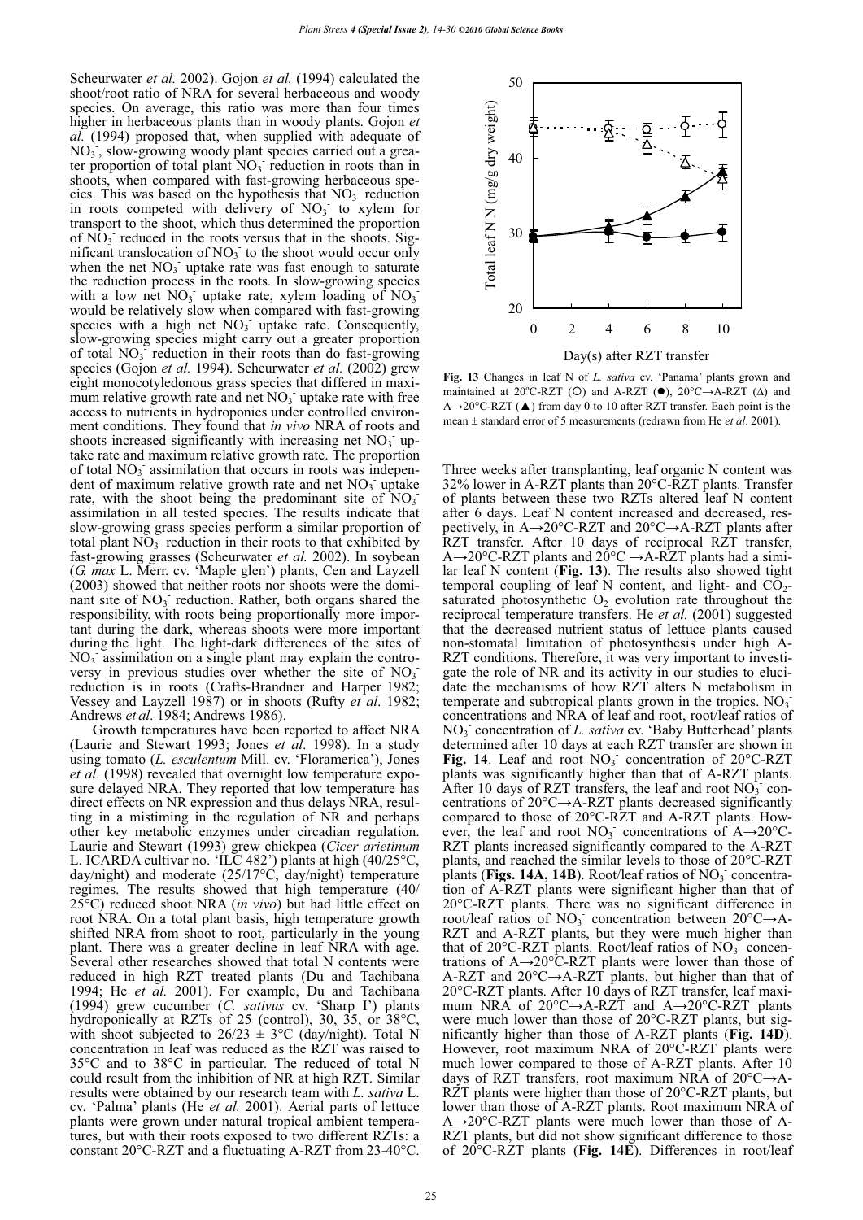Scheurwater *et al.* 2002). Gojon *et al.* (1994) calculated the shoot/root ratio of NRA for several herbaceous and woody species. On average, this ratio was more than four times higher in herbaceous plants than in woody plants. Gojon *et al.* (1994) proposed that, when supplied with adequate of $NO_3^-$, slow-growing woody plant species carried out a greater proportion of total plant $NO_3^-$ reduction in roots than in shoots, when compared with fast-growing herbaceous species. This was based on the hypothesis that $NO_3^-$ reduction in roots competed with delivery of $NO_3^-$ to xylem for transport to the shoot, which thus determined the proportion of $NO_3^-$ reduced in the roots versus that in the shoots. Significant translocation of $NO_3^-$ to the shoot would occur only when the net $NO_3^-$ uptake rate was fast enough to saturate the reduction process in the roots. In slow-growing species with a low net $NO_3^-$ uptake rate, xylem loading of $NO_3^-$ would be relatively slow when compared with fast-growing species with a high net $NO_3^-$ uptake rate. Consequently, slow-growing species might carry out a greater proportion of total $NO_3^-$ reduction in their roots than do fast-growing species (Gojon *et al.* 1994). Scheurwater *et al.* (2002) grew eight monocotyledonous grass species that differed in maximum relative growth rate and net $NO_3^-$ uptake rate with free access to nutrients in hydroponics under controlled environment conditions. They found that *in vivo* NRA of roots and shoots increased significantly with increasing net $NO_3^-$ uptake rate and maximum relative growth rate. The proportion of total $NO_3^-$ assimilation that occurs in roots was independent of maximum relative growth rate and net $NO_3^-$ uptake rate, with the shoot being the predominant site of $NO_3^-$ assimilation in all tested species. The results indicate that slow-growing grass species perform a similar proportion of total plant $NO_3^-$ reduction in their roots to that exhibited by fast-growing grasses (Scheurwater *et al.* 2002). In soybean (*G. max* L. Merr. cv. 'Maple glen') plants, Cen and Layzell (2003) showed that neither roots nor shoots were the dominant site of $NO_3^-$ reduction. Rather, both organs shared the responsibility, with roots being proportionally more important during the dark, whereas shoots were more important during the light. The light-dark differences of the sites of $NO_3^-$ assimilation on a single plant may explain the controversy in previous studies over whether the site of $NO_3^-$ reduction is in roots (Crafts-Brandner and Harper 1982; Vessey and Layzell 1987) or in shoots (Rufty *et al*. 1982; Andrews *et al*. 1984; Andrews 1986).

Growth temperatures have been reported to affect NRA (Laurie and Stewart 1993; Jones *et al*. 1998). In a study using tomato (*L. esculentum* Mill. cv. 'Floramerica'), Jones *et al*. (1998) revealed that overnight low temperature exposure delayed NRA. They reported that low temperature has direct effects on NR expression and thus delays NRA, resulting in a mistiming in the regulation of NR and perhaps other key metabolic enzymes under circadian regulation. Laurie and Stewart (1993) grew chickpea (*Cicer arietinum* L. ICARDA cultivar no. 'ILC 482') plants at high (40/25°C, day/night) and moderate (25/17°C, day/night) temperature regimes. The results showed that high temperature (40/25°C) reduced shoot NRA (*in vivo*) but had little effect on root NRA. On a total plant basis, high temperature growth shifted NRA from shoot to root, particularly in the young plant. There was a greater decline in leaf NRA with age. Several other researches showed that total N contents were reduced in high RZT treated plants (Du and Tachibana 1994; He *et al.* 2001). For example, Du and Tachibana (1994) grew cucumber (*C. sativus* cv. 'Sharp I') plants hydroponically at RZTs of 25 (control), 30, 35, or 38°C, with shoot subjected to 26/23 ± 3°C (day/night). Total N concentration in leaf was reduced as the RZT was raised to 35°C and to 38°C in particular. The reduced of total N could result from the inhibition of NR at high RZT. Similar results were obtained by our research team with *L. sativa* L. cv. 'Palma' plants (He *et al.* 2001). Aerial parts of lettuce plants were grown under natural tropical ambient temperatures, but with their roots exposed to two different RZTs: a constant 20°C-RZT and a fluctuating A-RZT from 23-40°C.

**Fig. 13** Changes in leaf N of *L. sativa* cv. 'Panama' plants grown and maintained at 20ºC-RZT (○) and A-RZT (●), 20°C→A-RZT (Δ) and A→20°C-RZT (▲) from day 0 to 10 after RZT transfer. Each point is the mean ± standard error of 5 measurements (redrawn from He *et al*. 2001).

Three weeks after transplanting, leaf organic N content was 32% lower in A-RZT plants than 20°C-RZT plants. Transfer of plants between these two RZTs altered leaf N content after 6 days. Leaf N content increased and decreased, respectively, in A→20°C-RZT and 20°C→A-RZT plants after RZT transfer. After 10 days of reciprocal RZT transfer, A→20°C-RZT plants and 20°C →A-RZT plants had a similar leaf N content (**Fig. 13**). The results also showed tight temporal coupling of leaf N content, and light- and $CO_2$-saturated photosynthetic $O_2$ evolution rate throughout the reciprocal temperature transfers. He *et al.* (2001) suggested that the decreased nutrient status of lettuce plants caused non-stomatal limitation of photosynthesis under high A-RZT conditions. Therefore, it was very important to investigate the role of NR and its activity in our studies to elucidate the mechanisms of how RZT alters N metabolism in temperate and subtropical plants grown in the tropics. $NO_3^-$ concentrations and NRA of leaf and root, root/leaf ratios of $NO_3^-$ concentration of *L. sativa* cv. 'Baby Butterhead' plants determined after 10 days at each RZT transfer are shown in **Fig. 14**. Leaf and root $NO_3^-$ concentration of 20°C-RZT plants was significantly higher than that of A-RZT plants. After 10 days of RZT transfers, the leaf and root $NO_3^-$ concentrations of 20°C→A-RZT plants decreased significantly compared to those of 20°C-RZT and A-RZT plants. However, the leaf and root $NO_3^-$ concentrations of A→20°C-RZT plants increased significantly compared to the A-RZT plants, and reached the similar levels to those of 20°C-RZT plants (**Figs. 14A, 14B**). Root/leaf ratios of $NO_3^-$ concentration of A-RZT plants were significant higher than that of 20°C-RZT plants. There was no significant difference in root/leaf ratios of $NO_3^-$ concentration between 20°C→A-RZT and A-RZT plants, but they were much higher than that of 20°C-RZT plants. Root/leaf ratios of $NO_3^-$ concentrations of A→20°C-RZT plants were lower than those of A-RZT and 20°C→A-RZT plants, but higher than that of 20°C-RZT plants. After 10 days of RZT transfer, leaf maximum NRA of 20°C→A-RZT and A→20°C-RZT plants were much lower than those of 20°C-RZT plants, but significantly higher than those of A-RZT plants (**Fig. 14D**). However, root maximum NRA of 20°C-RZT plants were much lower compared to those of A-RZT plants. After 10 days of RZT transfers, root maximum NRA of 20°C→A-RZT plants were higher than those of 20°C-RZT plants, but lower than those of A-RZT plants. Root maximum NRA of A→20°C-RZT plants were much lower than those of A-RZT plants, but did not show significant difference to those of 20°C-RZT plants (**Fig. 14E**). Differences in root/leaf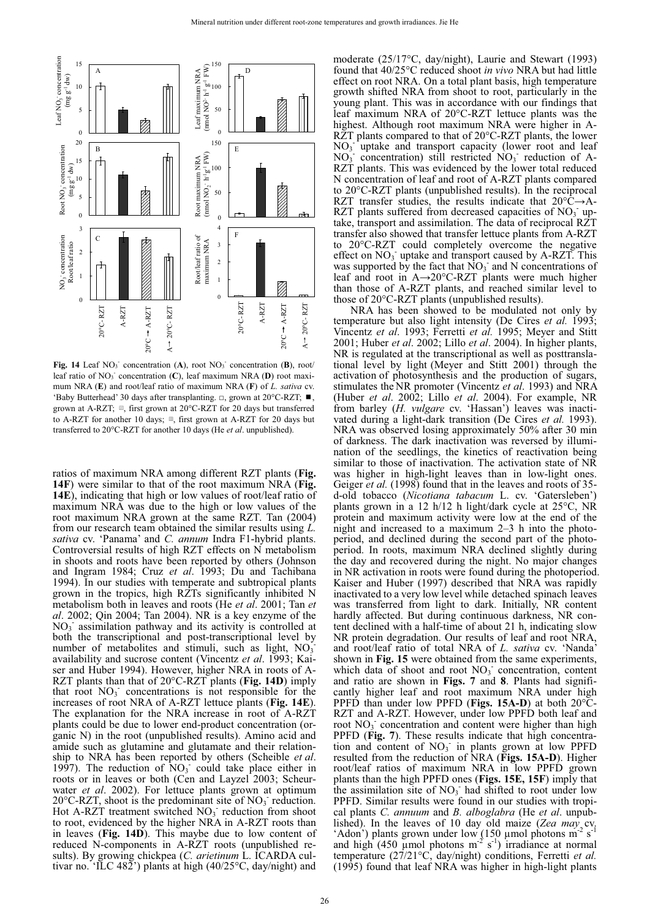**Fig. 14** Leaf $NO_3^-$ concentration (**A**), root $NO_3^-$ concentration (**B**), root/leaf ratio of $NO_3^-$ concentration (**C**), leaf maximum NRA (**D**) root maximum NRA (**E**) and root/leaf ratio of maximum NRA (**F**) of *L. sativa* cv. 'Baby Butterhead' 30 days after transplanting. □, grown at 20°C-RZT; ■, grown at A-RZT; ▨, first grown at 20°C-RZT for 20 days but transferred to A-RZT for another 10 days; ▥, first grown at A-RZT for 20 days but transferred to 20°C-RZT for another 10 days (He *et al*. unpublished).

ratios of maximum NRA among different RZT plants (**Fig. 14F**) were similar to that of the root maximum NRA (**Fig. 14E**), indicating that high or low values of root/leaf ratio of maximum NRA was due to the high or low values of the root maximum NRA grown at the same RZT. Tan (2004) from our research team obtained the similar results using *L. sativa* cv. 'Panama' and *C. annum* Indra F1-hybrid plants. Controversial results of high RZT effects on N metabolism in shoots and roots have been reported by others (Johnson and Ingram 1984; Cruz *et al*. 1993; Du and Tachibana 1994). In our studies with temperate and subtropical plants grown in the tropics, high RZTs significantly inhibited N metabolism both in leaves and roots (He *et al*. 2001; Tan *et al*. 2002; Qin 2004; Tan 2004). NR is a key enzyme of the $NO_3^-$ assimilation pathway and its activity is controlled at both the transcriptional and post-transcriptional level by number of metabolites and stimuli, such as light, $NO_3^-$ availability and sucrose content (Vincentz *et al*. 1993; Kaiser and Huber 1994). However, higher NRA in roots of A-RZT plants than that of 20°C-RZT plants (**Fig. 14D**) imply that root $NO_3^-$ concentrations is not responsible for the increases of root NRA of A-RZT lettuce plants (**Fig. 14E**). The explanation for the NRA increase in root of A-RZT plants could be due to lower end-product concentration (organic N) in the root (unpublished results). Amino acid and amide such as glutamine and glutamate and their relationship to NRA has been reported by others (Scheible *et al*. 1997). The reduction of $NO_3^-$ could take place either in roots or in leaves or both (Cen and Layzel 2003; Scheurwater *et al*. 2002). For lettuce plants grown at optimum 20°C-RZT, shoot is the predominant site of $NO_3^-$ reduction. Hot A-RZT treatment switched $NO_3^-$ reduction from shoot to root, evidenced by the higher NRA in A-RZT roots than in leaves (**Fig. 14D**). This maybe due to low content of reduced N-components in A-RZT roots (unpublished results). By growing chickpea (*C. arietinum* L. ICARDA cultivar no. 'ILC 482') plants at high (40/25°C, day/night) and moderate (25/17°C, day/night), Laurie and Stewart (1993) found that 40/25°C reduced shoot *in vivo* NRA but had little effect on root NRA. On a total plant basis, high temperature growth shifted NRA from shoot to root, particularly in the young plant. This was in accordance with our findings that leaf maximum NRA of 20°C-RZT lettuce plants was the highest. Although root maximum NRA were higher in A-RZT plants compared to that of 20°C-RZT plants, the lower $NO_3^-$ uptake and transport capacity (lower root and leaf $NO_3^-$ concentration) still restricted $NO_3^-$ reduction of A-RZT plants. This was evidenced by the lower total reduced N concentration of leaf and root of A-RZT plants compared to 20°C-RZT plants (unpublished results). In the reciprocal RZT transfer studies, the results indicate that 20°C→A-RZT plants suffered from decreased capacities of $NO_3^-$ uptake, transport and assimilation. The data of reciprocal RZT transfer also showed that transfer lettuce plants from A-RZT to 20°C-RZT could completely overcome the negative effect on $NO_3^-$ uptake and transport caused by A-RZT. This was supported by the fact that $NO_3^-$ and N concentrations of leaf and root in A→20°C-RZT plants were much higher than those of A-RZT plants, and reached similar level to those of 20°C-RZT plants (unpublished results).

NRA has been showed to be modulated not only by temperature but also light intensity (De Cires *et al*. 1993; Vincentz *et al*. 1993; Ferretti *et al*. 1995; Meyer and Stitt 2001; Huber *et al*. 2002; Lillo *et al*. 2004). In higher plants, NR is regulated at the transcriptional as well as posttranslational level by light (Meyer and Stitt 2001) through the activation of photosynthesis and the production of sugars, stimulates the NR promoter (Vincentz *et al*. 1993) and NRA (Huber *et al*. 2002; Lillo *et al*. 2004). For example, NR from barley (*H. vulgare* cv. 'Hassan') leaves was inactivated during a light-dark transition (De Cires *et al*. 1993). NRA was observed losing approximately 50% after 30 min of darkness. The dark inactivation was reversed by illumination of the seedlings, the kinetics of reactivation being similar to those of inactivation. The activation state of NR was higher in high-light leaves than in low-light ones. Geiger *et al*. (1998) found that in the leaves and roots of 35-d-old tobacco (*Nicotiana tabacum* L. cv. 'Gatersleben') plants grown in a 12 h/12 h light/dark cycle at 25°C, NR protein and maximum activity were low at the end of the night and increased to a maximum 2–3 h into the photoperiod, and declined during the second part of the photoperiod. In roots, maximum NRA declined slightly during the day and recovered during the night. No major changes in NR activation in roots were found during the photoperiod. Kaiser and Huber (1997) described that NRA was rapidly inactivated to a very low level while detached spinach leaves was transferred from light to dark. Initially, NR content hardly affected. But during continuous darkness, NR content declined with a half-time of about 21 h, indicating slow NR protein degradation. Our results of leaf and root NRA, and root/leaf ratio of total NRA of *L. sativa* cv. 'Nanda' shown in **Fig. 15** were obtained from the same experiments, which data of shoot and root $NO_3^-$ concentration, content and ratio are shown in **Figs. 7** and **8**. Plants had significantly higher leaf and root maximum NRA under high PPFD than under low PPFD (**Figs. 15A-D**) at both 20°C-RZT and A-RZT. However, under low PPFD both leaf and root $NO_3^-$ concentration and content were higher than high PPFD (**Fig. 7**). These results indicate that high concentration and content of $NO_3^-$ in plants grown at low PPFD resulted from the reduction of NRA (**Figs. 15A-D**). Higher root/leaf ratios of maximum NRA in low PPFD grown plants than the high PPFD ones (**Figs. 15E, 15F**) imply that the assimilation site of $NO_3^-$ had shifted to root under low PPFD. Similar results were found in our studies with tropical plants *C. annuum* and *B. alboglabra* (He *et al*. unpublished). In the leaves of 10 day old maize (*Zea may* cv. 'Adon') plants grown under low (150 µmol photons $m^{-2}$ $s^{-1}$ and high (450 µmol photons $m^{-2}$ $s^{-1}$) irradiance at normal temperature (27/21°C, day/night) conditions, Ferretti *et al*. (1995) found that leaf NRA was higher in high-light plants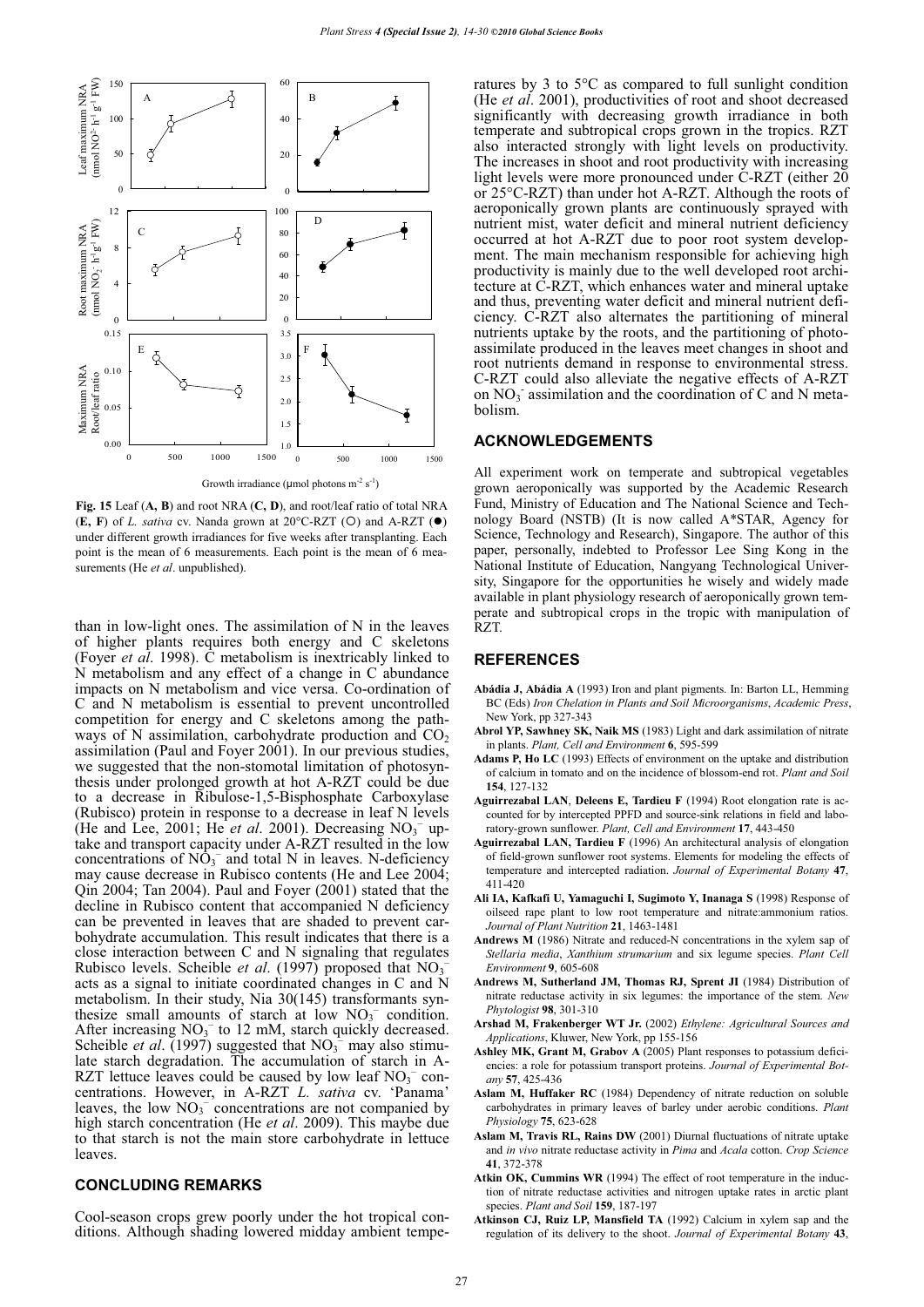Fig. 15 Leaf (**A, B**) and root NRA (**C, D**), and root/leaf ratio of total NRA (**E, F**) of *L. sativa* cv. Nanda grown at 20°C-RZT (○) and A-RZT (●) under different growth irradiances for five weeks after transplanting. Each point is the mean of 6 measurements. Each point is the mean of 6 measurements (He *et al*. unpublished).

than in low-light ones. The assimilation of N in the leaves of higher plants requires both energy and C skeletons (Foyer *et al*. 1998). C metabolism is inextricably linked to N metabolism and any effect of a change in C abundance impacts on N metabolism and vice versa. Co-ordination of C and N metabolism is essential to prevent uncontrolled competition for energy and C skeletons among the pathways of N assimilation, carbohydrate production and $CO_2$ assimilation (Paul and Foyer 2001). In our previous studies, we suggested that the non-stomotal limitation of photosynthesis under prolonged growth at hot A-RZT could be due to a decrease in Ribulose-1,5-Bisphosphate Carboxylase (Rubisco) protein in response to a decrease in leaf N levels (He and Lee, 2001; He *et al*. 2001). Decreasing $NO_3^-$ uptake and transport capacity under A-RZT resulted in the low concentrations of $NO_3^-$ and total N in leaves. N-deficiency may cause decrease in Rubisco contents (He and Lee 2004; Qin 2004; Tan 2004). Paul and Foyer (2001) stated that the decline in Rubisco content that accompanied N deficiency can be prevented in leaves that are shaded to prevent carbohydrate accumulation. This result indicates that there is a close interaction between C and N signaling that regulates Rubisco levels. Scheible *et al*. (1997) proposed that $NO_3^-$ acts as a signal to initiate coordinated changes in C and N metabolism. In their study, Nia 30(145) transformants synthesize small amounts of starch at low $NO_3^-$ condition. After increasing $NO_3^-$ to 12 mM, starch quickly decreased. Scheible *et al*. (1997) suggested that $NO_3^-$ may also stimulate starch degradation. The accumulation of starch in A-RZT lettuce leaves could be caused by low leaf $NO_3^-$ concentrations. However, in A-RZT *L. sativa* cv. 'Panama' leaves, the low $NO_3^-$ concentrations are not companied by high starch concentration (He *et al*. 2009). This maybe due to that starch is not the main store carbohydrate in lettuce leaves.

## CONCLUDING REMARKS

Cool-season crops grew poorly under the hot tropical conditions. Although shading lowered midday ambient temperatures by 3 to 5°C as compared to full sunlight condition (He *et al*. 2001), productivities of root and shoot decreased significantly with decreasing growth irradiance in both temperate and subtropical crops grown in the tropics. RZT also interacted strongly with light levels on productivity. The increases in shoot and root productivity with increasing light levels were more pronounced under C-RZT (either 20 or 25°C-RZT) than under hot A-RZT. Although the roots of aeroponically grown plants are continuously sprayed with nutrient mist, water deficit and mineral nutrient deficiency occurred at hot A-RZT due to poor root system development. The main mechanism responsible for achieving high productivity is mainly due to the well developed root architecture at C-RZT, which enhances water and mineral uptake and thus, preventing water deficit and mineral nutrient deficiency. C-RZT also alternates the partitioning of mineral nutrients uptake by the roots, and the partitioning of photoassimilate produced in the leaves meet changes in shoot and root nutrients demand in response to environmental stress. C-RZT could also alleviate the negative effects of A-RZT on $NO_3^-$ assimilation and the coordination of C and N metabolism.

## ACKNOWLEDGEMENTS

All experiment work on temperate and subtropical vegetables grown aeroponically was supported by the Academic Research Fund, Ministry of Education and The National Science and Technology Board (NSTB) (It is now called A*STAR, Agency for Science, Technology and Research), Singapore. The author of this paper, personally, indebted to Professor Lee Sing Kong in the National Institute of Education, Nanyang Technological University, Singapore for the opportunities he wisely and widely made available in plant physiology research of aeroponically grown temperate and subtropical crops in the tropic with manipulation of RZT.

## REFERENCES

**Abádia J, Abádia A** (1993) Iron and plant pigments. In: Barton LL, Hemming BC (Eds) *Iron Chelation in Plants and Soil Microorganisms*, *Academic Press*, New York, pp 327-343

**Abrol YP, Sawhney SK, Naik MS** (1983) Light and dark assimilation of nitrate in plants. *Plant, Cell and Environment* **6**, 595-599

**Adams P, Ho LC** (1993) Effects of environment on the uptake and distribution of calcium in tomato and on the incidence of blossom-end rot. *Plant and Soil* **154**, 127-132

**Aguirrezabal LAN**, **Deleens E, Tardieu F** (1994) Root elongation rate is accounted for by intercepted PPFD and source-sink relations in field and laboratory-grown sunflower. *Plant, Cell and Environment* **17**, 443-450

**Aguirrezabal LAN, Tardieu F** (1996) An architectural analysis of elongation of field-grown sunflower root systems. Elements for modeling the effects of temperature and intercepted radiation. *Journal of Experimental Botany* **47**, 411-420

**Ali IA, Kafkafi U, Yamaguchi I, Sugimoto Y, Inanaga S** (1998) Response of oilseed rape plant to low root temperature and nitrate:ammonium ratios. *Journal of Plant Nutrition* **21**, 1463-1481

**Andrews M** (1986) Nitrate and reduced-N concentrations in the xylem sap of *Stellaria media*, *Xanthium strumarium* and six legume species. *Plant Cell Environment* **9**, 605-608

**Andrews M, Sutherland JM, Thomas RJ, Sprent JI** (1984) Distribution of nitrate reductase activity in six legumes: the importance of the stem. *New Phytologist* **98**, 301-310

**Arshad M, Frakenberger WT Jr.** (2002) *Ethylene: Agricultural Sources and Applications*, Kluwer, New York, pp 155-156

**Ashley MK, Grant M, Grabov A** (2005) Plant responses to potassium deficiencies: a role for potassium transport proteins. *Journal of Experimental Botany* **57**, 425-436

**Aslam M, Huffaker RC** (1984) Dependency of nitrate reduction on soluble carbohydrates in primary leaves of barley under aerobic conditions. *Plant Physiology* **75**, 623-628

**Aslam M, Travis RL, Rains DW** (2001) Diurnal fluctuations of nitrate uptake and *in vivo* nitrate reductase activity in *Pima* and *Acala* cotton. *Crop Science* **41**, 372-378

**Atkin OK, Cummins WR** (1994) The effect of root temperature in the induction of nitrate reductase activities and nitrogen uptake rates in arctic plant species. *Plant and Soil* **159**, 187-197

**Atkinson CJ, Ruiz LP, Mansfield TA** (1992) Calcium in xylem sap and the regulation of its delivery to the shoot. *Journal of Experimental Botany* **43**,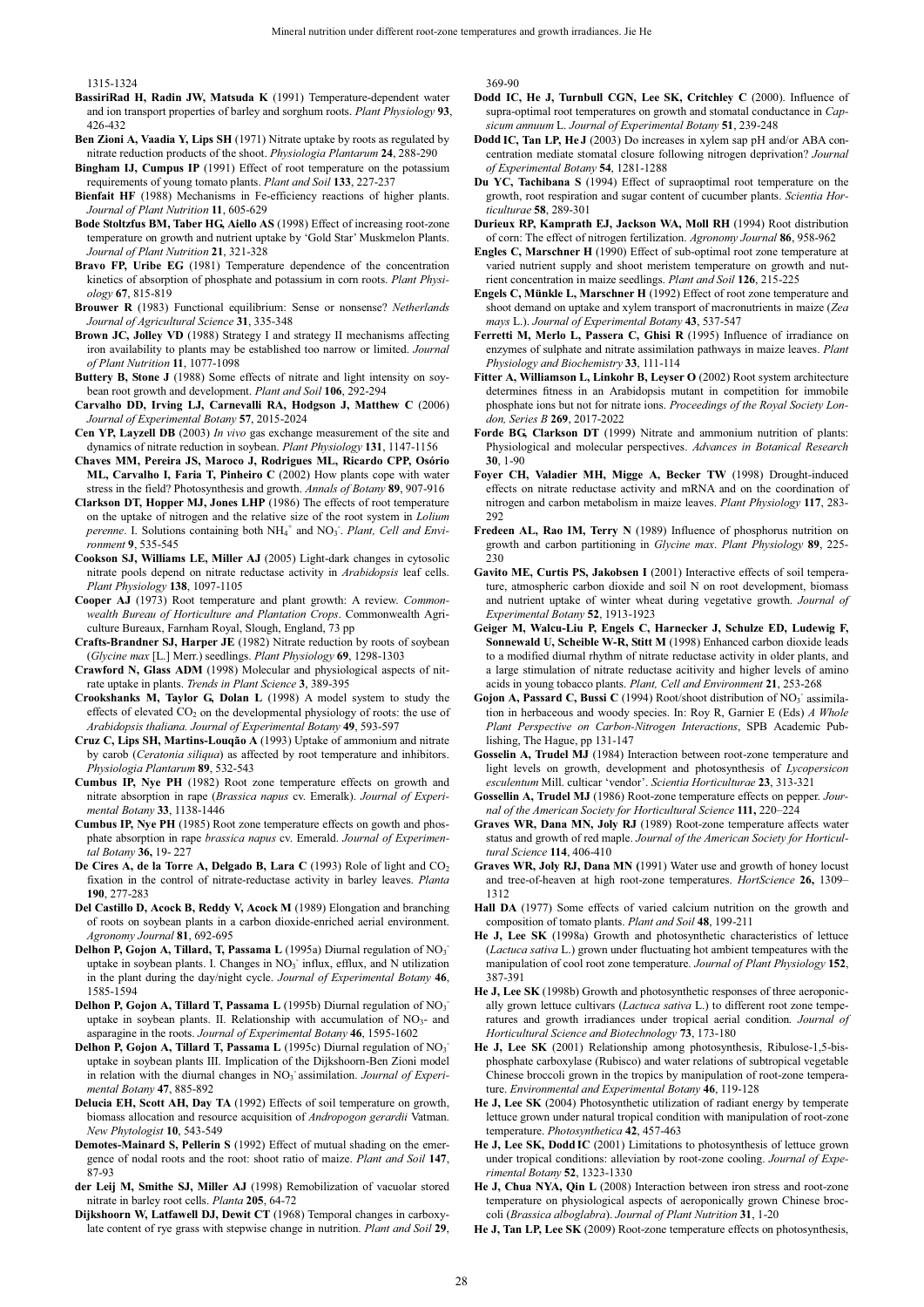1315-1324

**BassiriRad H, Radin JW, Matsuda K** (1991) Temperature-dependent water and ion transport properties of barley and sorghum roots. *Plant Physiology* **93**, 426-432

**Ben Zioni A, Vaadia Y, Lips SH** (1971) Nitrate uptake by roots as regulated by nitrate reduction products of the shoot. *Physiologia Plantarum* **24**, 288-290

**Bingham IJ, Cumpus IP** (1991) Effect of root temperature on the potassium requirements of young tomato plants. *Plant and Soil* **133**, 227-237

**Bienfait HF** (1988) Mechanisms in Fe-efficiency reactions of higher plants. *Journal of Plant Nutrition* **11**, 605-629

**Bode Stoltzfus BM, Taber HG, Aiello AS** (1998) Effect of increasing root-zone temperature on growth and nutrient uptake by 'Gold Star' Muskmelon Plants. *Journal of Plant Nutrition* **21**, 321-328

**Bravo FP, Uribe EG** (1981) Temperature dependence of the concentration kinetics of absorption of phosphate and potassium in corn roots. *Plant Physiology* **67**, 815-819

**Brouwer R** (1983) Functional equilibrium: Sense or nonsense? *Netherlands Journal of Agricultural Science* **31**, 335-348

**Brown JC, Jolley VD** (1988) Strategy I and strategy II mechanisms affecting iron availability to plants may be established too narrow or limited. *Journal of Plant Nutrition* **11**, 1077-1098

**Buttery B, Stone J** (1988) Some effects of nitrate and light intensity on soybean root growth and development. *Plant and Soil* **106**, 292-294

**Carvalho DD, Irving LJ, Carnevalli RA, Hodgson J, Matthew C** (2006) *Journal of Experimental Botany* **57**, 2015-2024

**Cen YP, Layzell DB** (2003) *In vivo* gas exchange measurement of the site and dynamics of nitrate reduction in soybean. *Plant Physiology* **131**, 1147-1156

**Chaves MM, Pereira JS, Maroco J, Rodrigues ML, Ricardo CPP, Osório ML, Carvalho I, Faria T, Pinheiro C** (2002) How plants cope with water stress in the field? Photosynthesis and growth. *Annals of Botany* **89**, 907-916

**Clarkson DT, Hopper MJ, Jones LHP** (1986) The effects of root temperature on the uptake of nitrogen and the relative size of the root system in *Lolium perenne*. I. Solutions containing both $NH_4^+$ and $NO_3^-$. *Plant, Cell and Environment* **9**, 535-545

**Cookson SJ, Williams LE, Miller AJ** (2005) Light-dark changes in cytosolic nitrate pools depend on nitrate reductase activity in *Arabidopsis* leaf cells. *Plant Physiology* **138**, 1097-1105

**Cooper AJ** (1973) Root temperature and plant growth: A review. *Commonwealth Bureau of Horticulture and Plantation Crops*. Commonwealth Agriculture Bureaux, Farnham Royal, Slough, England, 73 pp

**Crafts-Brandner SJ, Harper JE** (1982) Nitrate reduction by roots of soybean (*Glycine max* [L.] Merr.) seedlings. *Plant Physiology* **69**, 1298-1303

**Crawford N, Glass ADM** (1998) Molecular and physiological aspects of nitrate uptake in plants. *Trends in Plant Science* **3**, 389-395

**Crookshanks M, Taylor G, Dolan L** (1998) A model system to study the effects of elevated $CO_2$ on the developmental physiology of roots: the use of *Arabidopsis thaliana*. *Journal of Experimental Botany* **49**, 593-597

**Cruz C, Lips SH, Martins-Loução A** (1993) Uptake of ammonium and nitrate by carob (*Ceratonia siliqua*) as affected by root temperature and inhibitors. *Physiologia Plantarum* **89**, 532-543

**Cumbus IP, Nye PH** (1982) Root zone temperature effects on growth and nitrate absorption in rape (*Brassica napus* cv. Emeralk). *Journal of Experimental Botany* **33**, 1138-1446

**Cumbus IP, Nye PH** (1985) Root zone temperature effects on gowth and phosphate absorption in rape *brassica napus* cv. Emerald. *Journal of Experimental Botany* **36,** 19- 227

**De Cires A, de la Torre A, Delgado B, Lara C** (1993) Role of light and $CO_2$ fixation in the control of nitrate-reductase activity in barley leaves. *Planta* **190**, 277-283

**Del Castillo D, Acock B, Reddy V, Acock M** (1989) Elongation and branching of roots on soybean plants in a carbon dioxide-enriched aerial environment. *Agronomy Journal* **81**, 692-695

**Delhon P, Gojon A, Tillard, T, Passama L** (1995a) Diurnal regulation of $NO_3^-$ uptake in soybean plants. I. Changes in $NO_3^-$ influx, efflux, and N utilization in the plant during the day/night cycle. *Journal of Experimental Botany* **46**, 1585-1594

**Delhon P, Gojon A, Tillard T, Passama L** (1995b) Diurnal regulation of $NO_3^-$ uptake in soybean plants. II. Relationship with accumulation of $NO_3$- and asparagine in the roots. *Journal of Experimental Botany* **46**, 1595-1602

**Delhon P, Gojon A, Tillard T, Passama L** (1995c) Diurnal regulation of $NO_3^-$ uptake in soybean plants III. Implication of the Dijkshoorn-Ben Zioni model in relation with the diurnal changes in $NO_3^-$ assimilation. *Journal of Experimental Botany* **47**, 885-892

**Delucia EH, Scott AH, Day TA** (1992) Effects of soil temperature on growth, biomass allocation and resource acquisition of *Andropogon gerardii* Vatman. *New Phytologist* **10**, 543-549

**Demotes-Mainard S, Pellerin S** (1992) Effect of mutual shading on the emergence of nodal roots and the root: shoot ratio of maize. *Plant and Soil* **147**, 87-93

**der Leij M, Smithe SJ, Miller AJ** (1998) Remobilization of vacuolar stored nitrate in barley root cells. *Planta* **205**, 64-72

**Dijkshoorn W, Latfawell DJ, Dewit CT** (1968) Temporal changes in carboxylate content of rye grass with stepwise change in nutrition. *Plant and Soil* **29**, 369-90

**Dodd IC, He J, Turnbull CGN, Lee SK, Critchley C** (2000). Influence of supra-optimal root temperatures on growth and stomatal conductance in *Capsicum annuum* L. *Journal of Experimental Botany* **51**, 239-248

**Dodd IC, Tan LP, He J** (2003) Do increases in xylem sap pH and/or ABA concentration mediate stomatal closure following nitrogen deprivation? *Journal of Experimental Botany* **54**, 1281-1288

**Du YC, Tachibana S** (1994) Effect of supraoptimal root temperature on the growth, root respiration and sugar content of cucumber plants. *Scientia Horticulturae* **58**, 289-301

**Durieux RP, Kamprath EJ, Jackson WA, Moll RH** (1994) Root distribution of corn: The effect of nitrogen fertilization. *Agronomy Journal* **86**, 958-962

**Engles C, Marschner H** (1990) Effect of sub-optimal root zone temperature at varied nutrient supply and shoot meristem temperature on growth and nutrient concentration in maize seedlings. *Plant and Soil* **126**, 215-225

**Engels C, Münkle L, Marschner H** (1992) Effect of root zone temperature and shoot demand on uptake and xylem transport of macronutrients in maize (*Zea mays* L.). *Journal of Experimental Botany* **43**, 537-547

**Ferretti M, Merlo L, Passera C, Ghisi R** (1995) Influence of irradiance on enzymes of sulphate and nitrate assimilation pathways in maize leaves. *Plant Physiology and Biochemistry* **33**, 111-114

**Fitter A, Williamson L, Linkohr B, Leyser O** (2002) Root system architecture determines fitness in an Arabidopsis mutant in competition for immobile phosphate ions but not for nitrate ions. *Proceedings of the Royal Society London, Series B* **269**, 2017-2022

**Forde BG, Clarkson DT** (1999) Nitrate and ammonium nutrition of plants: Physiological and molecular perspectives. *Advances in Botanical Research* **30**, 1-90

**Foyer CH, Valadier MH, Migge A, Becker TW** (1998) Drought-induced effects on nitrate reductase activity and mRNA and on the coordination of nitrogen and carbon metabolism in maize leaves. *Plant Physiology* **117**, 283-292

**Fredeen AL, Rao IM, Terry N** (1989) Influence of phosphorus nutrition on growth and carbon partitioning in *Glycine max*. *Plant Physiology* **89**, 225-230

**Gavito ME, Curtis PS, Jakobsen I** (2001) Interactive effects of soil temperature, atmospheric carbon dioxide and soil N on root development, biomass and nutrient uptake of winter wheat during vegetative growth. *Journal of Experimental Botany* **52**, 1913-1923

**Geiger M, Walcu-Liu P, Engels C, Harnecker J, Schulze ED, Ludewig F, Sonnewald U, Scheible W-R, Stitt M** (1998) Enhanced carbon dioxide leads to a modified diurnal rhythm of nitrate reductase activity in older plants, and a large stimulation of nitrate reductase acitivity and higher levels of amino acids in young tobacco plants. *Plant, Cell and Environment* **21**, 253-268

**Gojon A, Passard C, Bussi C** (1994) Root/shoot distribution of $NO_3^-$ assimilation in herbaceous and woody species. In: Roy R, Garnier E (Eds) *A Whole Plant Perspective on Carbon-Nitrogen Interactions*, SPB Academic Publishing, The Hague, pp 131-147

**Gosselin A, Trudel MJ** (1984) Interaction between root-zone temperature and light levels on growth, development and photosynthesis of *Lycopersicon esculentum* Mill. culticar 'vendor'. *Scientia Horticulturae* **23**, 313-321

**Gossellin A, Trudel MJ** (1986) Root-zone temperature effects on pepper. *Journal of the American Society for Horticultural Science* **111,** 220–224

**Graves WR, Dana MN, Joly RJ** (1989) Root-zone temperature affects water status and growth of red maple. *Journal of the American Society for Horticultural Science* **114**, 406-410

**Graves WR, Joly RJ, Dana MN (**1991) Water use and growth of honey locust and tree-of-heaven at high root-zone temperatures. *HortScience* **26,** 1309–1312

**Hall DA** (1977) Some effects of varied calcium nutrition on the growth and composition of tomato plants. *Plant and Soil* **48**, 199-211

**He J, Lee SK** (1998a) Growth and photosynthetic characteristics of lettuce (*Lactuca sativa* L.) grown under fluctuating hot ambient tempeatures with the manipulation of cool root zone temperature. *Journal of Plant Physiology* **152**, 387-391

**He J, Lee SK** (1998b) Growth and photosynthetic responses of three aeroponically grown lettuce cultivars (*Lactuca sativa* L.) to different root zone temperatures and growth irradiances under tropical aerial condition. *Journal of Horticultural Science and Biotechnology* **73**, 173-180

**He J, Lee SK** (2001) Relationship among photosynthesis, Ribulose-1,5-bisphosphate carboxylase (Rubisco) and water relations of subtropical vegetable Chinese broccoli grown in the tropics by manipulation of root-zone temperature. *Environmental and Experimental Botany* **46**, 119-128

**He J, Lee SK** (2004) Photosynthetic utilization of radiant energy by temperate lettuce grown under natural tropical condition with manipulation of root-zone temperature. *Photosynthetica* **42**, 457-463

**He J, Lee SK, Dodd IC** (2001) Limitations to photosynthesis of lettuce grown under tropical conditions: alleviation by root-zone cooling. *Journal of Experimental Botany* **52**, 1323-1330

**He J, Chua NYA, Qin L** (2008) Interaction between iron stress and root-zone temperature on physiological aspects of aeroponically grown Chinese broccoli (*Brassica alboglabra*). *Journal of Plant Nutrition* **31**, 1-20

**He J, Tan LP, Lee SK** (2009) Root-zone temperature effects on photosynthesis,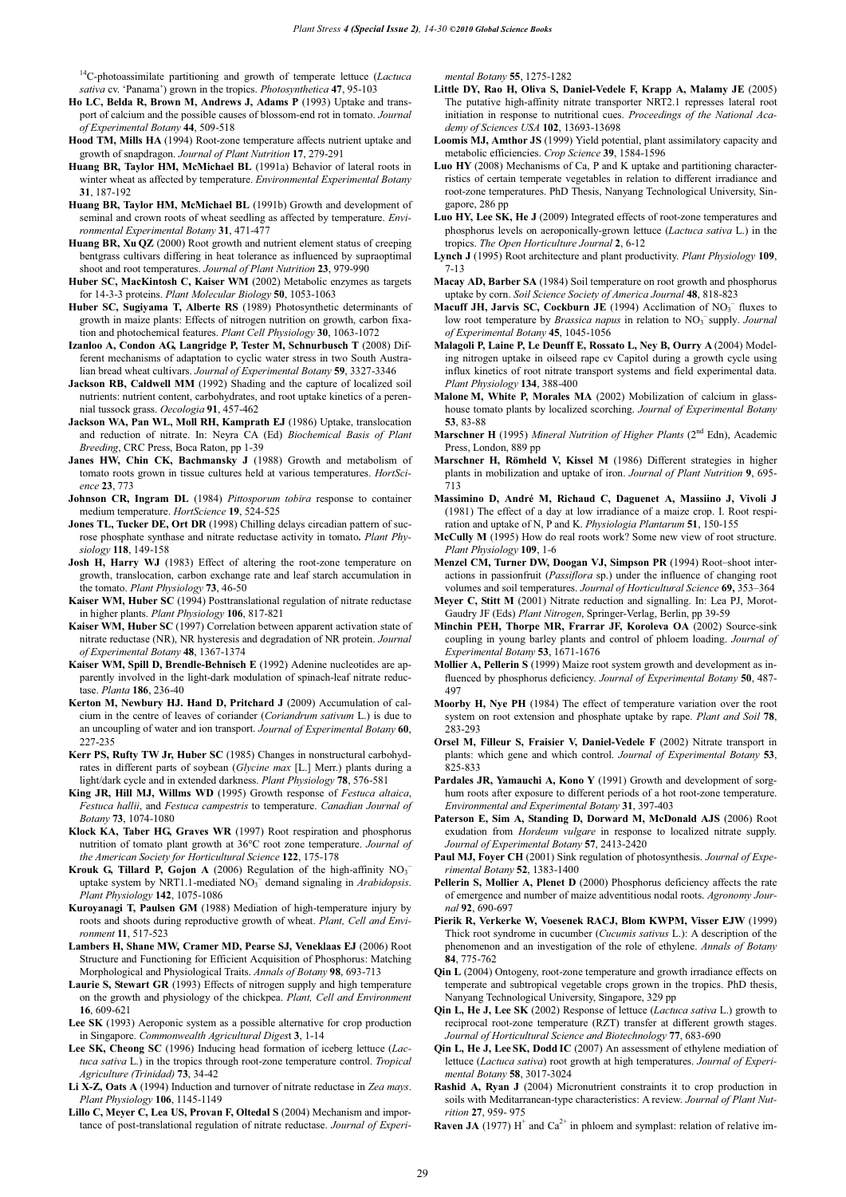$^{14}$C-photoassimilate partitioning and growth of temperate lettuce (*Lactuca sativa* cv. 'Panama') grown in the tropics. *Photosynthetica* **47**, 95-103

**Ho LC, Belda R, Brown M, Andrews J, Adams P** (1993) Uptake and transport of calcium and the possible causes of blossom-end rot in tomato. *Journal of Experimental Botany* **44**, 509-518

**Hood TM, Mills HA** (1994) Root-zone temperature affects nutrient uptake and growth of snapdragon. *Journal of Plant Nutrition* **17**, 279-291

**Huang BR, Taylor HM, McMichael BL** (1991a) Behavior of lateral roots in winter wheat as affected by temperature. *Environmental Experimental Botany* **31**, 187-192

**Huang BR, Taylor HM, McMichael BL** (1991b) Growth and development of seminal and crown roots of wheat seedling as affected by temperature. *Environmental Experimental Botany* **31**, 471-477

**Huang BR, Xu QZ** (2000) Root growth and nutrient element status of creeping bentgrass cultivars differing in heat tolerance as influenced by supraoptimal shoot and root temperatures. *Journal of Plant Nutrition* **23**, 979-990

**Huber SC, MacKintosh C, Kaiser WM** (2002) Metabolic enzymes as targets for 14-3-3 proteins. *Plant Molecular Biology* **50**, 1053-1063

**Huber SC, Sugiyama T, Alberte RS** (1989) Photosynthetic determinants of growth in maize plants: Effects of nitrogen nutrition on growth, carbon fixation and photochemical features. *Plant Cell Physiology* **30**, 1063-1072

**Izanloo A, Condon AG, Langridge P, Tester M, Schnurbusch T** (2008) Different mechanisms of adaptation to cyclic water stress in two South Australian bread wheat cultivars. *Journal of Experimental Botany* **59**, 3327-3346

**Jackson RB, Caldwell MM** (1992) Shading and the capture of localized soil nutrients: nutrient content, carbohydrates, and root uptake kinetics of a perennial tussock grass. *Oecologia* **91**, 457-462

**Jackson WA, Pan WL, Moll RH, Kamprath EJ** (1986) Uptake, translocation and reduction of nitrate. In: Neyra CA (Ed) *Biochemical Basis of Plant Breeding*, CRC Press, Boca Raton, pp 1-39

**Janes HW, Chin CK, Bachmansky J** (1988) Growth and metabolism of tomato roots grown in tissue cultures held at various temperatures. *HortScience* **23**, 773

**Johnson CR, Ingram DL** (1984) *Pittosporum tobira* response to container medium temperature. *HortScience* **19**, 524-525

**Jones TL, Tucker DE, Ort DR** (1998) Chilling delays circadian pattern of sucrose phosphate synthase and nitrate reductase activity in tomato**.** *Plant Physiology* **118**, 149-158

**Josh H, Harry WJ** (1983) Effect of altering the root-zone temperature on growth, translocation, carbon exchange rate and leaf starch accumulation in the tomato. *Plant Physiology* **73**, 46-50

**Kaiser WM, Huber SC** (1994) Posttranslational regulation of nitrate reductase in higher plants. *Plant Physiology* **106**, 817-821

**Kaiser WM, Huber SC** (1997) Correlation between apparent activation state of nitrate reductase (NR), NR hysteresis and degradation of NR protein. *Journal of Experimental Botany* **48**, 1367-1374

**Kaiser WM, Spill D, Brendle-Behnisch E** (1992) Adenine nucleotides are apparently involved in the light-dark modulation of spinach-leaf nitrate reductase. *Planta* **186**, 236-40

**Kerton M, Newbury HJ. Hand D, Pritchard J** (2009) Accumulation of calcium in the centre of leaves of coriander (*Coriandrum sativum* L.) is due to an uncoupling of water and ion transport. *Journal of Experimental Botany* **60**, 227-235

**Kerr PS, Rufty TW Jr, Huber SC** (1985) Changes in nonstructural carbohydrates in different parts of soybean (*Glycine max* [L.] Merr.) plants during a light/dark cycle and in extended darkness. *Plant Physiology* **78**, 576-581

**King JR, Hill MJ, Willms WD** (1995) Growth response of *Festuca altaica*, *Festuca hallii*, and *Festuca campestris* to temperature. *Canadian Journal of Botany* **73**, 1074-1080

**Klock KA, Taber HG, Graves WR** (1997) Root respiration and phosphorus nutrition of tomato plant growth at 36°C root zone temperature. *Journal of the American Society for Horticultural Science* **122**, 175-178

**Krouk G, Tillard P, Gojon A** (2006) Regulation of the high-affinity $NO_3^-$ uptake system by NRT1.1-mediated $NO_3^-$ demand signaling in *Arabidopsis*. *Plant Physiology* **142**, 1075-1086

**Kuroyanagi T, Paulsen GM** (1988) Mediation of high-temperature injury by roots and shoots during reproductive growth of wheat. *Plant, Cell and Environment* **11**, 517-523

**Lambers H, Shane MW, Cramer MD, Pearse SJ, Veneklaas EJ** (2006) Root Structure and Functioning for Efficient Acquisition of Phosphorus: Matching Morphological and Physiological Traits. *Annals of Botany* **98**, 693-713

**Laurie S, Stewart GR** (1993) Effects of nitrogen supply and high temperature on the growth and physiology of the chickpea. *Plant, Cell and Environment* **16**, 609-621

**Lee SK** (1993) Aeroponic system as a possible alternative for crop production in Singapore. *Commonwealth Agricultural Diges*t **3**, 1-14

**Lee SK, Cheong SC** (1996) Inducing head formation of iceberg lettuce (*Lactuca sativa* L.) in the tropics through root-zone temperature control. *Tropical Agriculture (Trinidad)* **73**, 34-42

**Li X-Z, Oats A** (1994) Induction and turnover of nitrate reductase in *Zea mays*. *Plant Physiology* **106**, 1145-1149

**Lillo C, Meyer C, Lea US, Provan F, Oltedal S** (2004) Mechanism and importance of post-translational regulation of nitrate reductase. *Journal of Experimental Botany* **55**, 1275-1282

**Little DY, Rao H, Oliva S, Daniel-Vedele F, Krapp A, Malamy JE** (2005) The putative high-affinity nitrate transporter NRT2.1 represses lateral root initiation in response to nutritional cues. *Proceedings of the National Academy of Sciences USA* **102**, 13693-13698

**Loomis MJ, Amthor JS** (1999) Yield potential, plant assimilatory capacity and metabolic efficiencies. *Crop Science* **39**, 1584-1596

**Luo HY** (2008) Mechanisms of Ca, P and K uptake and partitioning characteristics of certain temperate vegetables in relation to different irradiance and root-zone temperatures. PhD Thesis, Nanyang Technological University, Singapore, 286 pp

**Luo HY, Lee SK, He J** (2009) Integrated effects of root-zone temperatures and phosphorus levels on aeroponically-grown lettuce (*Lactuca sativa* L.) in the tropics. *The Open Horticulture Journal* **2**, 6-12

**Lynch J** (1995) Root architecture and plant productivity. *Plant Physiology* **109**, 7-13

**Macay AD, Barber SA** (1984) Soil temperature on root growth and phosphorus uptake by corn. *Soil Science Society of America Journal* **48**, 818-823

**Macuff JH, Jarvis SC, Cockburn JE** (1994) Acclimation of $NO_3^-$ fluxes to low root temperature by *Brassica napus* in relation to $NO_3^-$ supply. *Journal of Experimental Botany* **45**, 1045-1056

**Malagoli P, Laine P, Le Deunff E, Rossato L, Ney B, Ourry A** (2004) Modeling nitrogen uptake in oilseed rape cv Capitol during a growth cycle using influx kinetics of root nitrate transport systems and field experimental data. *Plant Physiology* **134**, 388-400

**Malone M, White P, Morales MA** (2002) Mobilization of calcium in glasshouse tomato plants by localized scorching. *Journal of Experimental Botany* **53**, 83-88

**Marschner H** (1995) *Mineral Nutrition of Higher Plants* (2$^{nd}$ Edn), Academic Press, London, 889 pp

**Marschner H, Römheld V, Kissel M** (1986) Different strategies in higher plants in mobilization and uptake of iron. *Journal of Plant Nutrition* **9**, 695-713

**Massimino D, André M, Richaud C, Daguenet A, Massiino J, Vivoli J** (1981) The effect of a day at low irradiance of a maize crop. I. Root respiration and uptake of N, P and K. *Physiologia Plantarum* **51**, 150-155

**McCully M** (1995) How do real roots work? Some new view of root structure. *Plant Physiology* **109**, 1-6

**Menzel CM, Turner DW, Doogan VJ, Simpson PR** (1994) Root–shoot interactions in passionfruit (*Passiflora* sp.) under the influence of changing root volumes and soil temperatures. *Journal of Horticultural Science* **69,** 353–364

**Meyer C, Stitt M** (2001) Nitrate reduction and signalling. In: Lea PJ, Morot-Gaudry JF (Eds) *Plant Nitrogen*, Springer-Verlag, Berlin, pp 39-59

**Minchin PEH, Thorpe MR, Frarrar JF, Koroleva OA** (2002) Source-sink coupling in young barley plants and control of phloem loading. *Journal of Experimental Botany* **53**, 1671-1676

**Mollier A, Pellerin S** (1999) Maize root system growth and development as influenced by phosphorus deficiency. *Journal of Experimental Botany* **50**, 487-497

**Moorby H, Nye PH** (1984) The effect of temperature variation over the root system on root extension and phosphate uptake by rape. *Plant and Soil* **78**, 283-293

**Orsel M, Filleur S, Fraisier V, Daniel-Vedele F** (2002) Nitrate transport in plants: which gene and which control. *Journal of Experimental Botany* **53**, 825-833

**Pardales JR, Yamauchi A, Kono Y** (1991) Growth and development of sorghum roots after exposure to different periods of a hot root-zone temperature. *Environmental and Experimental Botany* **31**, 397-403

**Paterson E, Sim A, Standing D, Dorward M, McDonald AJS** (2006) Root exudation from *Hordeum vulgare* in response to localized nitrate supply. *Journal of Experimental Botany* **57**, 2413-2420

**Paul MJ, Foyer CH** (2001) Sink regulation of photosynthesis. *Journal of Experimental Botany* **52**, 1383-1400

**Pellerin S, Mollier A, Plenet D** (2000) Phosphorus deficiency affects the rate of emergence and number of maize adventitious nodal roots. *Agronomy Journal* **92**, 690-697

**Pierik R, Verkerke W, Voesenek RACJ, Blom KWPM, Visser EJW** (1999) Thick root syndrome in cucumber (*Cucumis sativus* L.): A description of the phenomenon and an investigation of the role of ethylene. *Annals of Botany* **84**, 775-762

**Qin L** (2004) Ontogeny, root-zone temperature and growth irradiance effects on temperate and subtropical vegetable crops grown in the tropics. PhD thesis, Nanyang Technological University, Singapore, 329 pp

**Qin L, He J, Lee SK** (2002) Response of lettuce (*Lactuca sativa* L.) growth to reciprocal root-zone temperature (RZT) transfer at different growth stages. *Journal of Horticultural Science and Biotechnology* **77**, 683-690

**Qin L, He J, Lee SK, Dodd IC** (2007) An assessment of ethylene mediation of lettuce (*Lactuca sativa*) root growth at high temperatures. *Journal of Experimental Botany* **58**, 3017-3024

**Rashid A, Ryan J** (2004) Micronutrient constraints it to crop production in soils with Mediterranean-type characteristics: A review. *Journal of Plant Nutrition* **27**, 959- 975

**Raven JA** (1977) $H^+$ and $Ca^{2+}$ in phloem and symplast: relation of relative im-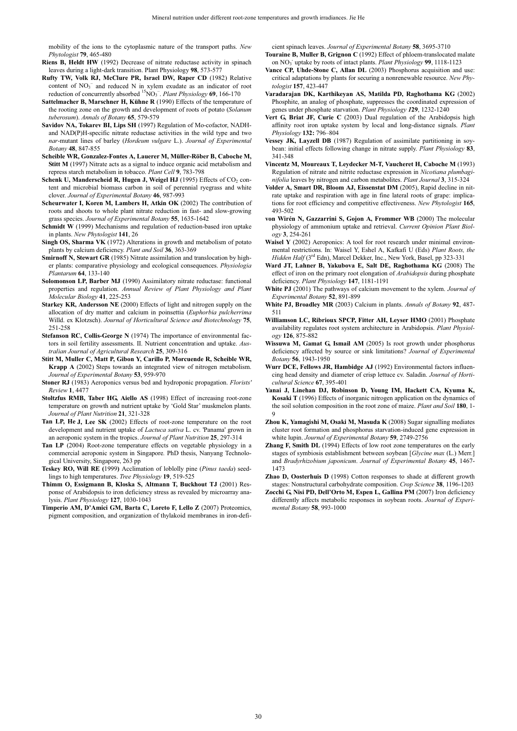mobility of the ions to the cytoplasmic nature of the transport paths. *New Phytologist* **79**, 465-480

**Riens B, Heldt HW** (1992) Decrease of nitrate reductase activity in spinach leaves during a light-dark transition. Plant Physiology **98**, 573-577

**Rufty TW, Volk RJ, McClure PR, Israel DW, Raper CD** (1982) Relative content of $NO_3^-$ and reduced N in xylem exudate as an indicator of root reduction of concurrently absorbed $^{15}NO_3^-$. *Plant Physiology* **69**, 166-170

**Sattelmacher B, Marschner H, Kühne R** (1990) Effects of the temperature of the rooting zone on the growth and development of roots of potato (*Solanum tuberosum*). *Annals of Botany* **65**, 579-579

**Savidov NA, Tokarev BI, Lips SH** (1997) Regulation of Mo-cofactor, NADH- and NAD(P)H-specific nitrate reductase activities in the wild type and two *nar*-mutant lines of barley (*Hordeum vulgare* L.). *Journal of Experimental Botany* **48**, 847-855

**Scheible WR, Gonzalez-Fontes A, Lauerer M, Müller-Röber B, Caboche M, Stitt M** (1997) Nitrate acts as a signal to induce organic acid metabolism and repress starch metabolism in tobacco. *Plant Cell* **9**, 783-798

**Schenk U, Manderscheid R, Hugen J, Weigel HJ** (1995) Effects of $CO_2$ content and microbial biomass carbon in soil of perennial ryegrass and white clover. *Journal of Experimental Botany* **46**, 987-993

**Scheurwater I, Koren M, Lambers H, Atkin OK** (2002) The contribution of roots and shoots to whole plant nitrate reduction in fast- and slow-growing grass species. *Journal of Experimental Botany* **55**, 1635-1642

**Schmidt W** (1999) Mechanisms and regulation of reduction-based iron uptake in plants. *New Phytologist* **141**, 26

**Singh OS, Sharma VK** (1972) Alterations in growth and metabolism of potato plants by calcium deficiency. *Plant and Soil* **36**, 363-369

**Smirnoff N, Stewart GR** (1985) Nitrate assimilation and translocation by higher plants: comparative physiology and ecological consequences. *Physiologia Plantarum* **64**, 133-140

**Solomonson LP, Barber MJ** (1990) Assimilatory nitrate reductase: functional properties and regulation. *Annual Review of Plant Physiology and Plant Molecular Biology* **41**, 225-253

**Starkey KR, Andersson NE** (2000) Effects of light and nitrogen supply on the allocation of dry matter and calcium in poinsettia (*Euphorbia pulcherrima* Willd. ex Klotzsch). *Journal of Horticultural Science and Biotechnology* **75**, 251-258

**Stefanson RC, Collis-George N** (1974) The importance of environmental factors in soil fertility assessments. II. Nutrient concentration and uptake. *Australian Journal of Agricultural Research* **25**, 309-316

**Stitt M, Muller C, Matt P, Gibon Y, Carillo P, Morcuende R, Scheible WR, Krapp A** (2002) Steps towards an integrated view of nitrogen metabolism. *Journal of Experimental Botany* **53**, 959-970

**Stoner RJ** (1983) Aeroponics versus bed and hydroponic propagation. *Florists' Review* **1**, 4477

**Stoltzfus RMB, Taber HG, Aiello AS** (1998) Effect of increasing root-zone temperature on growth and nutrient uptake by 'Gold Star' muskmelon plants. *Journal of Plant Nutrition* **21**, 321-328

**Tan LP, He J, Lee SK** (2002) Effects of root-zone temperature on the root development and nutrient uptake of *Lactuca sativa* L. cv. 'Panama' grown in an aeroponic system in the tropics. *Journal of Plant Nutrition* **25**, 297-314

**Tan LP** (2004) Root-zone temperature effects on vegetable physiology in a commercial aeroponic system in Singapore. PhD thesis, Nanyang Technological University, Singapore, 263 pp

**Teskey RO, Will RE (**1999**)** Acclimation of loblolly pine (*Pinus taeda*) seedlings to high temperatures. *Tree Physiology* **19**, 519-525

**Thimm O, Essigmann B, Kloska S, Altmann T, Buckhout TJ** (2001) Response of Arabidopsis to iron deficiency stress as revealed by microarray analysis. *Plant Physiology* **127**, 1030-1043

**Timperio AM, D'Amici GM, Barta C, Loreto F, Lello Z** (2007) Proteomics, pigment composition, and organization of thylakoid membranes in iron-deficient spinach leaves. *Journal of Experimental Botany* **58**, 3695-3710

**Touraine B, Muller B, Grignon C** (1992) Effect of phloem-translocated malate on $NO_3^-$ uptake by roots of intact plants. *Plant Physiology* **99**, 1118-1123

**Vance CP, Uhde-Stone C, Allan DL** (2003) Phosphorus acquisition and use: critical adaptations by plants for securing a nonrenewable resource. *New Phytologist* **157**, 423-447

**Varadarajan DK, Karthikeyan AS, Matilda PD, Raghothama KG** (2002) Phosphite, an analog of phosphate, suppresses the coordinated expression of genes under phosphate starvation. *Plant Physiology 1***29**, 1232-1240

**Vert G, Briat JF, Curie C** (2003) Dual regulation of the Arabidopsis high affinity root iron uptake system by local and long-distance signals. *Plant Physiology* **132:** 796–804

**Vessey JK, Layzell DB** (1987) Regulation of assimilate partitioning in soybean: initial effects following change in nitrate supply. *Plant Physiology* **83**, 341-348

**Vincentz M, Moureaux T, Leydecker M-T, Vaucheret H, Caboche M** (1993) Regulation of nitrate and nitrite reductase expression in *Nicotiana plumbaginifolia* leaves by nitrogen and carbon metabolites. *Plant Journal* **3**, 315-324

**Volder A, Smart DR, Bloom AJ, Eissenstat DM** (2005), Rapid decline in nitrate uptake and respiration with age in fine lateral roots of grape: implications for root efficiency and competitive effectiveness. *New Phytologist* **165**, 493-502

**von Wirén N, Gazzarrini S, Gojon A, Frommer WB** (2000) The molecular physiology of ammonium uptake and retrieval. *Current Opinion Plant Biology* **3**, 254-261

**Waisel Y** (2002) Aeroponics: A tool for root research under minimal environmental restrictions. In: Waisel Y, Eshel A, Kafkafi U (Eds) *Plant Roots, the Hidden Half* (3[rd] Edn), Marcel Dekker, Inc., New York, Basel, pp 323-331

**Ward JT, Lahner B, Yakubova E, Salt DE, Raghothama KG** (2008) The effect of iron on the primary root elongation of *Arabidopsis* during phosphate deficiency. *Plant Physiology* **147**, 1181-1191

**White PJ** (2001) The pathways of calcium movement to the xylem. *Journal of Experimental Botany* **52**, 891-899

**White PJ, Broadley MR** (2003) Calcium in plants. *Annals of Botany* **92**, 487-511

**Williamson LC, Ribrioux SPCP, Fitter AH, Leyser HMO** (2001) Phosphate availability regulates root system architecture in Arabidopsis. *Plant Physiology* **126**, 875-882

**Wissuwa M, Gamat G, Ismail AM** (2005) Is root growth under phosphorus deficiency affected by source or sink limitations? *Journal of Experimental Botany* **56**, 1943-1950

**Wurr DCE, Fellows JR, Hambidge AJ** (1992) Environmental factors influencing head density and diameter of crisp lettuce cv. Saladin. *Journal of Horticultural Science* **67**, 395-401

**Yanai J, Linehan DJ, Robinson D, Young IM, Hackett CA, Kyuma K, Kosaki T** (1996) Effects of inorganic nitrogen application on the dynamics of the soil solution composition in the root zone of maize. *Plant and Soil* **180**, 1-9

**Zhou K, Yamagishi M, Osaki M, Masuda K** (2008) Sugar signalling mediates cluster root formation and phosphorus starvation-induced gene expression in white lupin. *Journal of Experimental Botany* **59**, 2749-2756

**Zhang F, Smith DL** (1994) Effects of low root zone temperatures on the early stages of symbiosis establishment between soybean [*Glycine max* (L.) Merr.] and *Bradyrhizobium japonicum*. *Journal of Experimental Botany* **45**, 1467-1473

**Zhao D, Oosterhuis D** (1998) Cotton responses to shade at different growth stages: Nonstructural carbohydrate composition. *Crop Science* **38**, 1196-1203

**Zocchi G, Nisi PD, Dell'Orto M, Espen L, Gallina PM** (2007) Iron deficiency differently affects metabolic responses in soybean roots. *Journal of Experimental Botany* **58**, 993-1000